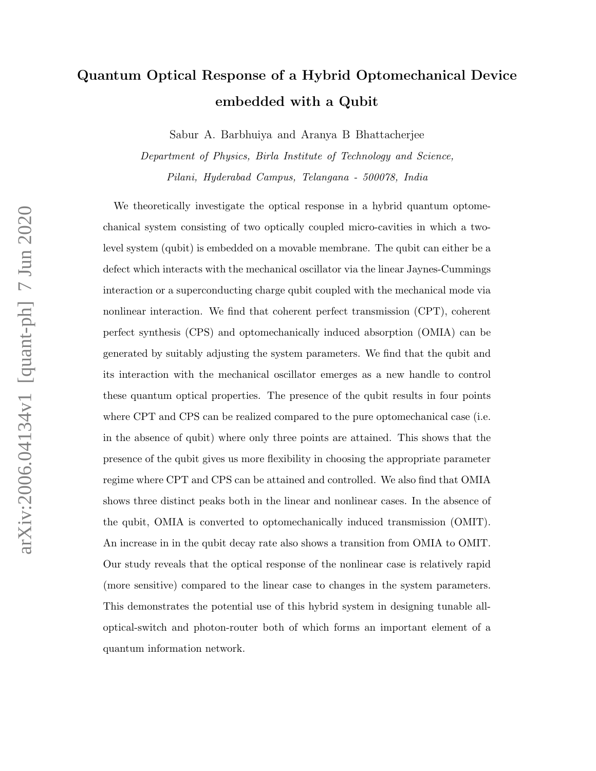# Quantum Optical Response of a Hybrid Optomechanical Device embedded with a Qubit

Sabur A. Barbhuiya and Aranya B Bhattacherjee

*Department of Physics, Birla Institute of Technology and Science, Pilani, Hyderabad Campus, Telangana - 500078, India*

We theoretically investigate the optical response in a hybrid quantum optomechanical system consisting of two optically coupled micro-cavities in which a two-level system (qubit) is embedded on a movable membrane. The qubit can either be a defect which interacts with the mechanical oscillator via the linear Jaynes-Cummings interaction or a superconducting charge qubit coupled with the mechanical mode via nonlinear interaction. We find that coherent perfect transmission (CPT), coherent perfect synthesis (CPS) and optomechanically induced absorption (OMIA) can be generated by suitably adjusting the system parameters. We find that the qubit and its interaction with the mechanical oscillator emerges as a new handle to control these quantum optical properties. The presence of the qubit results in four points where CPT and CPS can be realized compared to the pure optomechanical case (i.e. in the absence of qubit) where only three points are attained. This shows that the presence of the qubit gives us more flexibility in choosing the appropriate parameter regime where CPT and CPS can be attained and controlled. We also find that OMIA shows three distinct peaks both in the linear and nonlinear cases. In the absence of the qubit, OMIA is converted to optomechanically induced transmission (OMIT). An increase in in the qubit decay rate also shows a transition from OMIA to OMIT. Our study reveals that the optical response of the nonlinear case is relatively rapid (more sensitive) compared to the linear case to changes in the system parameters. This demonstrates the potential use of this hybrid system in designing tunable all-optical-switch and photon-router both of which forms an important element of a quantum information network.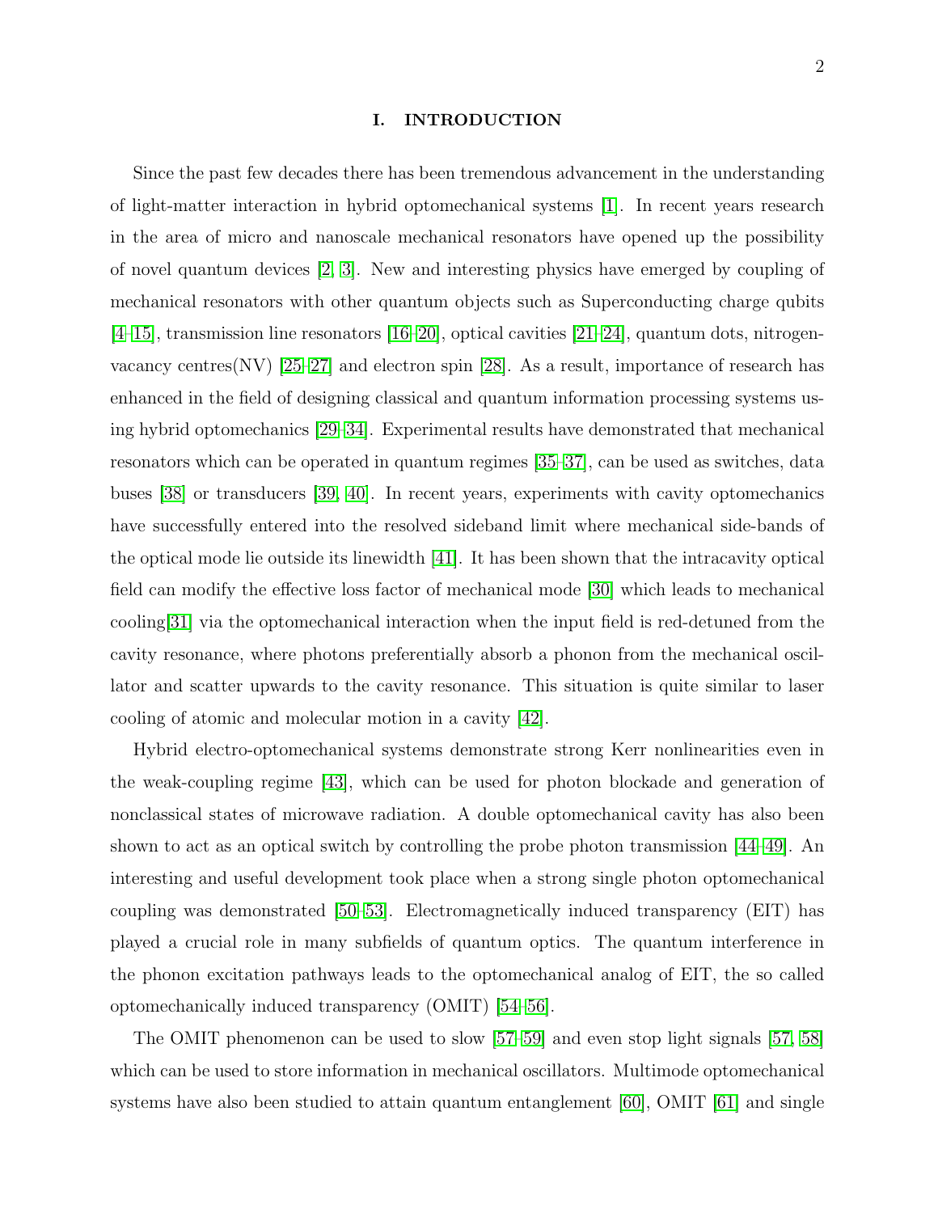# I. INTRODUCTION

Since the past few decades there has been tremendous advancement in the understanding of light-matter interaction in hybrid optomechanical systems [1]. In recent years research in the area of micro and nanoscale mechanical resonators have opened up the possibility of novel quantum devices [2, 3]. New and interesting physics have emerged by coupling of mechanical resonators with other quantum objects such as Superconducting charge qubits [4–15], transmission line resonators [16–20], optical cavities [21–24], quantum dots, nitrogen-vacancy centres(NV) [25–27] and electron spin [28]. As a result, importance of research has enhanced in the field of designing classical and quantum information processing systems using hybrid optomechanics [29–34]. Experimental results have demonstrated that mechanical resonators which can be operated in quantum regimes [35–37], can be used as switches, data buses [38] or transducers [39, 40]. In recent years, experiments with cavity optomechanics have successfully entered into the resolved sideband limit where mechanical side-bands of the optical mode lie outside its linewidth [41]. It has been shown that the intracavity optical field can modify the effective loss factor of mechanical mode [30] which leads to mechanical cooling[31] via the optomechanical interaction when the input field is red-detuned from the cavity resonance, where photons preferentially absorb a phonon from the mechanical oscillator and scatter upwards to the cavity resonance. This situation is quite similar to laser cooling of atomic and molecular motion in a cavity [42].

Hybrid electro-optomechanical systems demonstrate strong Kerr nonlinearities even in the weak-coupling regime [43], which can be used for photon blockade and generation of nonclassical states of microwave radiation. A double optomechanical cavity has also been shown to act as an optical switch by controlling the probe photon transmission [44–49]. An interesting and useful development took place when a strong single photon optomechanical coupling was demonstrated [50–53]. Electromagnetically induced transparency (EIT) has played a crucial role in many subfields of quantum optics. The quantum interference in the phonon excitation pathways leads to the optomechanical analog of EIT, the so called optomechanically induced transparency (OMIT) [54–56].

The OMIT phenomenon can be used to slow [57–59] and even stop light signals [57, 58] which can be used to store information in mechanical oscillators. Multimode optomechanical systems have also been studied to attain quantum entanglement [60], OMIT [61] and single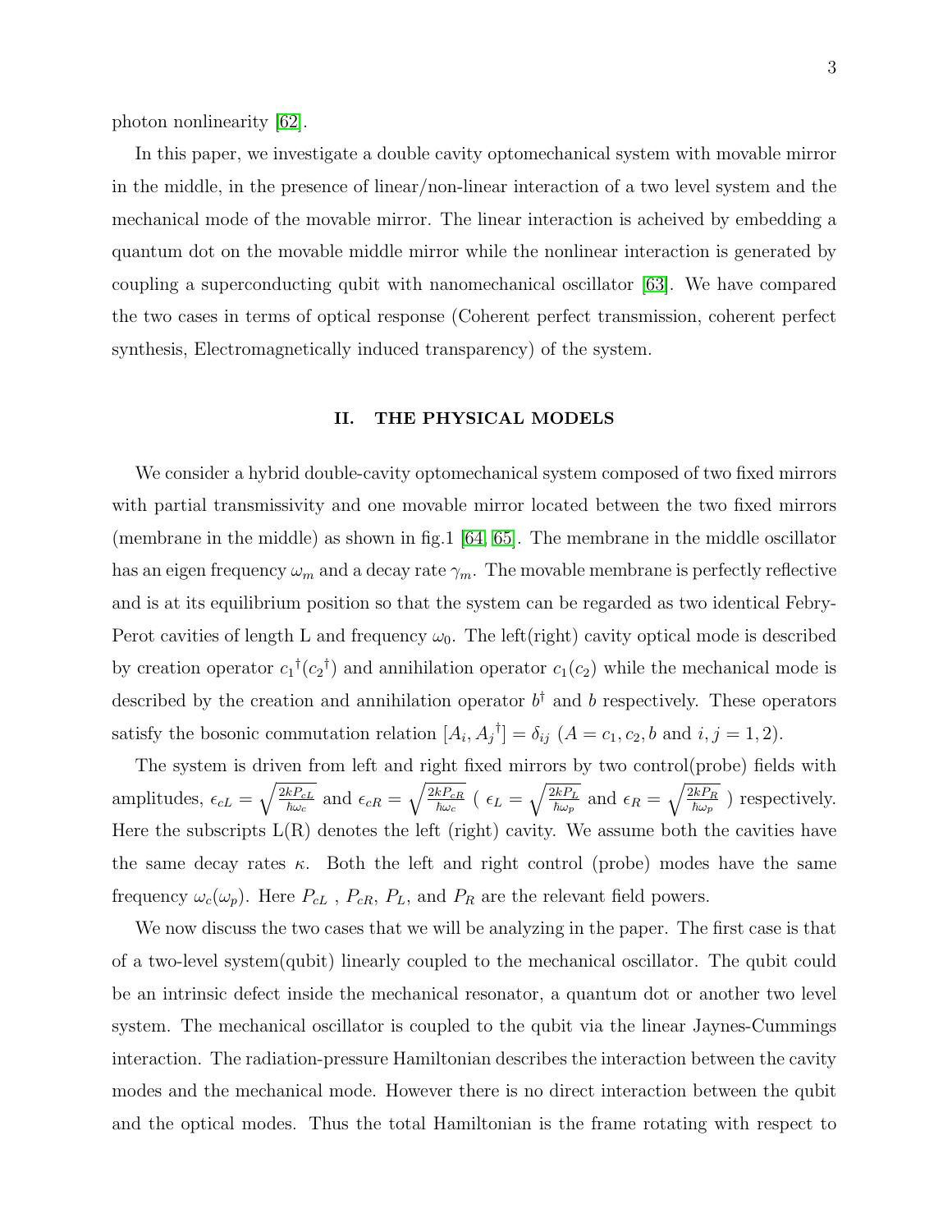photon nonlinearity [62].

In this paper, we investigate a double cavity optomechanical system with movable mirror in the middle, in the presence of linear/non-linear interaction of a two level system and the mechanical mode of the movable mirror. The linear interaction is acheived by embedding a quantum dot on the movable middle mirror while the nonlinear interaction is generated by coupling a superconducting qubit with nanomechanical oscillator [63]. We have compared the two cases in terms of optical response (Coherent perfect transmission, coherent perfect synthesis, Electromagnetically induced transparency) of the system.

## II. THE PHYSICAL MODELS

We consider a hybrid double-cavity optomechanical system composed of two fixed mirrors with partial transmissivity and one movable mirror located between the two fixed mirrors (membrane in the middle) as shown in fig.1 [64, 65]. The membrane in the middle oscillator has an eigen frequency $\omega_m$ and a decay rate $\gamma_m$. The movable membrane is perfectly reflective and is at its equilibrium position so that the system can be regarded as two identical Febry-Perot cavities of length L and frequency $\omega_0$. The left(right) cavity optical mode is described by creation operator ${c_1}^{\dagger}({c_2}^{\dagger})$ and annihilation operator $c_1(c_2)$ while the mechanical mode is described by the creation and annihilation operator $b^{\dagger}$ and $b$ respectively. These operators satisfy the bosonic commutation relation $[A_i, {A_j}^{\dagger}] = \delta_{ij}$ ($A = c_1, c_2, b$ and $i, j = 1, 2$).

The system is driven from left and right fixed mirrors by two control(probe) fields with amplitudes, $\epsilon_{cL} = \sqrt{\frac{2kP_{cL}}{\hbar\omega_c}}$ and $\epsilon_{cR} = \sqrt{\frac{2kP_{cR}}{\hbar\omega_c}}$ ( $\epsilon_L = \sqrt{\frac{2kP_L}{\hbar\omega_p}}$ and $\epsilon_R = \sqrt{\frac{2kP_R}{\hbar\omega_p}}$ ) respectively. Here the subscripts L(R) denotes the left (right) cavity. We assume both the cavities have the same decay rates $\kappa$. Both the left and right control (probe) modes have the same frequency $\omega_c(\omega_p)$. Here $P_{cL}$ , $P_{cR}$, $P_L$, and $P_R$ are the relevant field powers.

We now discuss the two cases that we will be analyzing in the paper. The first case is that of a two-level system(qubit) linearly coupled to the mechanical oscillator. The qubit could be an intrinsic defect inside the mechanical resonator, a quantum dot or another two level system. The mechanical oscillator is coupled to the qubit via the linear Jaynes-Cummings interaction. The radiation-pressure Hamiltonian describes the interaction between the cavity modes and the mechanical mode. However there is no direct interaction between the qubit and the optical modes. Thus the total Hamiltonian is the frame rotating with respect to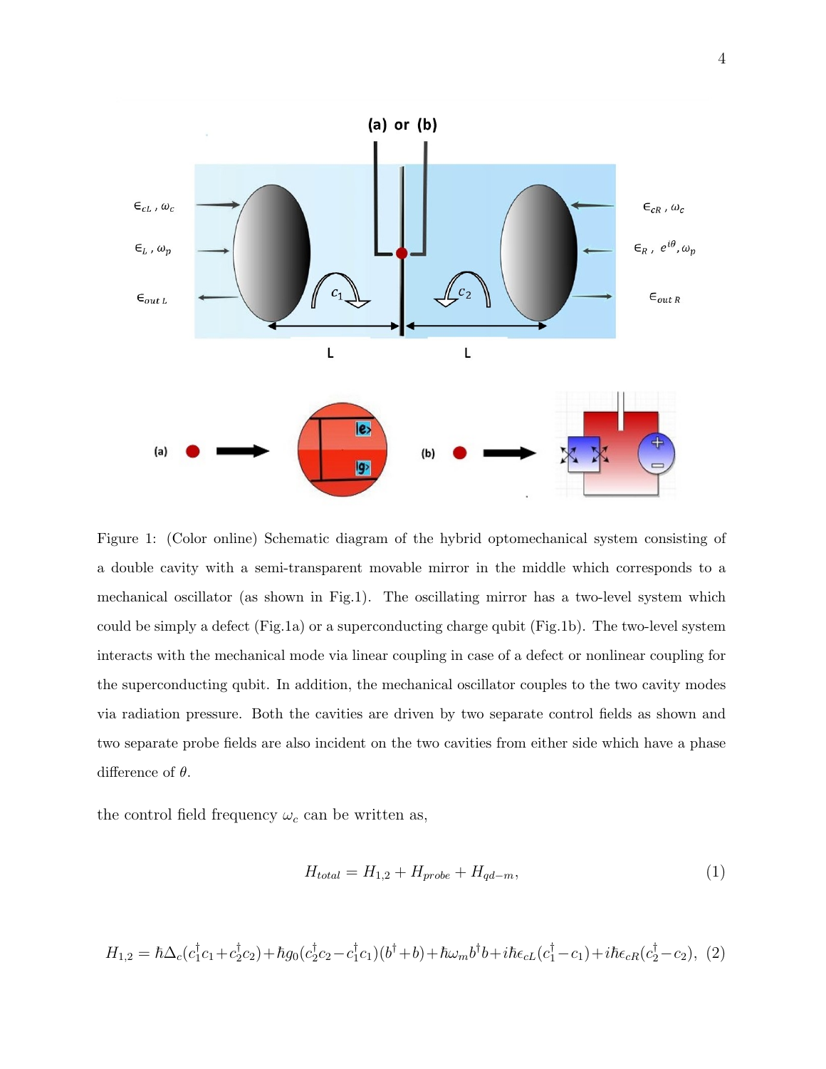Figure 1: (Color online) Schematic diagram of the hybrid optomechanical system consisting of a double cavity with a semi-transparent movable mirror in the middle which corresponds to a mechanical oscillator (as shown in Fig.1). The oscillating mirror has a two-level system which could be simply a defect (Fig.1a) or a superconducting charge qubit (Fig.1b). The two-level system interacts with the mechanical mode via linear coupling in case of a defect or nonlinear coupling for the superconducting qubit. In addition, the mechanical oscillator couples to the two cavity modes via radiation pressure. Both the cavities are driven by two separate control fields as shown and two separate probe fields are also incident on the two cavities from either side which have a phase difference of $\theta$.

the control field frequency $\omega_c$ can be written as,

$$H_{total} = H_{1,2} + H_{probe} + H_{qd-m}, \tag{1}$$

$$H_{1,2} = \hbar\Delta_c(c_1^\dagger c_1 + c_2^\dagger c_2) + \hbar g_0(c_2^\dagger c_2 - c_1^\dagger c_1)(b^\dagger + b) + \hbar\omega_m b^\dagger b + i\hbar\epsilon_{cL}(c_1^\dagger - c_1) + i\hbar\epsilon_{cR}(c_2^\dagger - c_2), \tag{2}$$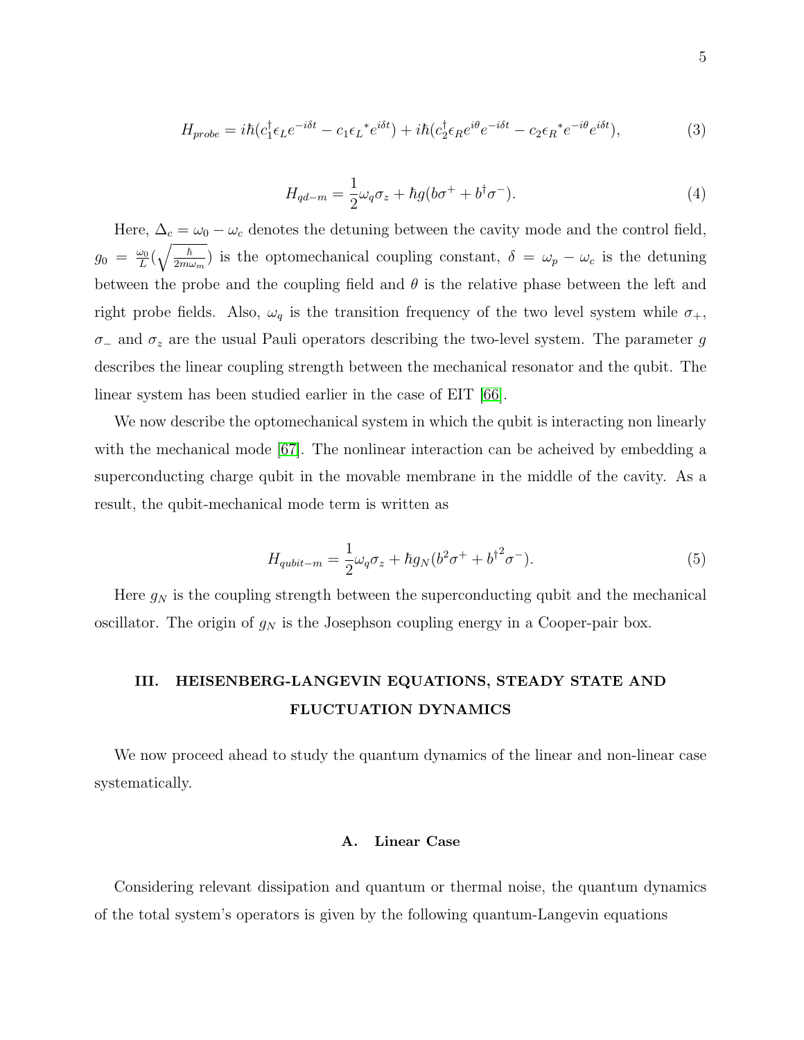$$H_{probe} = i\hbar(c_1^{\dagger}\epsilon_L e^{-i\delta t} - c_1\epsilon_L{}^{*}e^{i\delta t}) + i\hbar(c_2^{\dagger}\epsilon_R e^{i\theta}e^{-i\delta t} - c_2\epsilon_R{}^{*}e^{-i\theta}e^{i\delta t}), \tag{3}$$

$$H_{qd-m} = \frac{1}{2}\omega_q\sigma_z + \hbar g(b\sigma^{+} + b^{\dagger}\sigma^{-}). \tag{4}$$

Here, $\Delta_c = \omega_0 - \omega_c$ denotes the detuning between the cavity mode and the control field, $g_0 = \frac{\omega_0}{L}(\sqrt{\frac{\hbar}{2m\omega_m}})$ is the optomechanical coupling constant, $\delta = \omega_p - \omega_c$ is the detuning between the probe and the coupling field and $\theta$ is the relative phase between the left and right probe fields. Also, $\omega_q$ is the transition frequency of the two level system while $\sigma_+$, $\sigma_-$ and $\sigma_z$ are the usual Pauli operators describing the two-level system. The parameter $g$ describes the linear coupling strength between the mechanical resonator and the qubit. The linear system has been studied earlier in the case of EIT [66].

We now describe the optomechanical system in which the qubit is interacting non linearly with the mechanical mode [67]. The nonlinear interaction can be acheived by embedding a superconducting charge qubit in the movable membrane in the middle of the cavity. As a result, the qubit-mechanical mode term is written as

$$H_{qubit-m} = \frac{1}{2}\omega_q\sigma_z + \hbar g_N(b^2\sigma^{+} + b^{\dagger 2}\sigma^{-}). \tag{5}$$

Here $g_N$ is the coupling strength between the superconducting qubit and the mechanical oscillator. The origin of $g_N$ is the Josephson coupling energy in a Cooper-pair box.

## III. HEISENBERG-LANGEVIN EQUATIONS, STEADY STATE AND FLUCTUATION DYNAMICS

We now proceed ahead to study the quantum dynamics of the linear and non-linear case systematically.

### A. Linear Case

Considering relevant dissipation and quantum or thermal noise, the quantum dynamics of the total system's operators is given by the following quantum-Langevin equations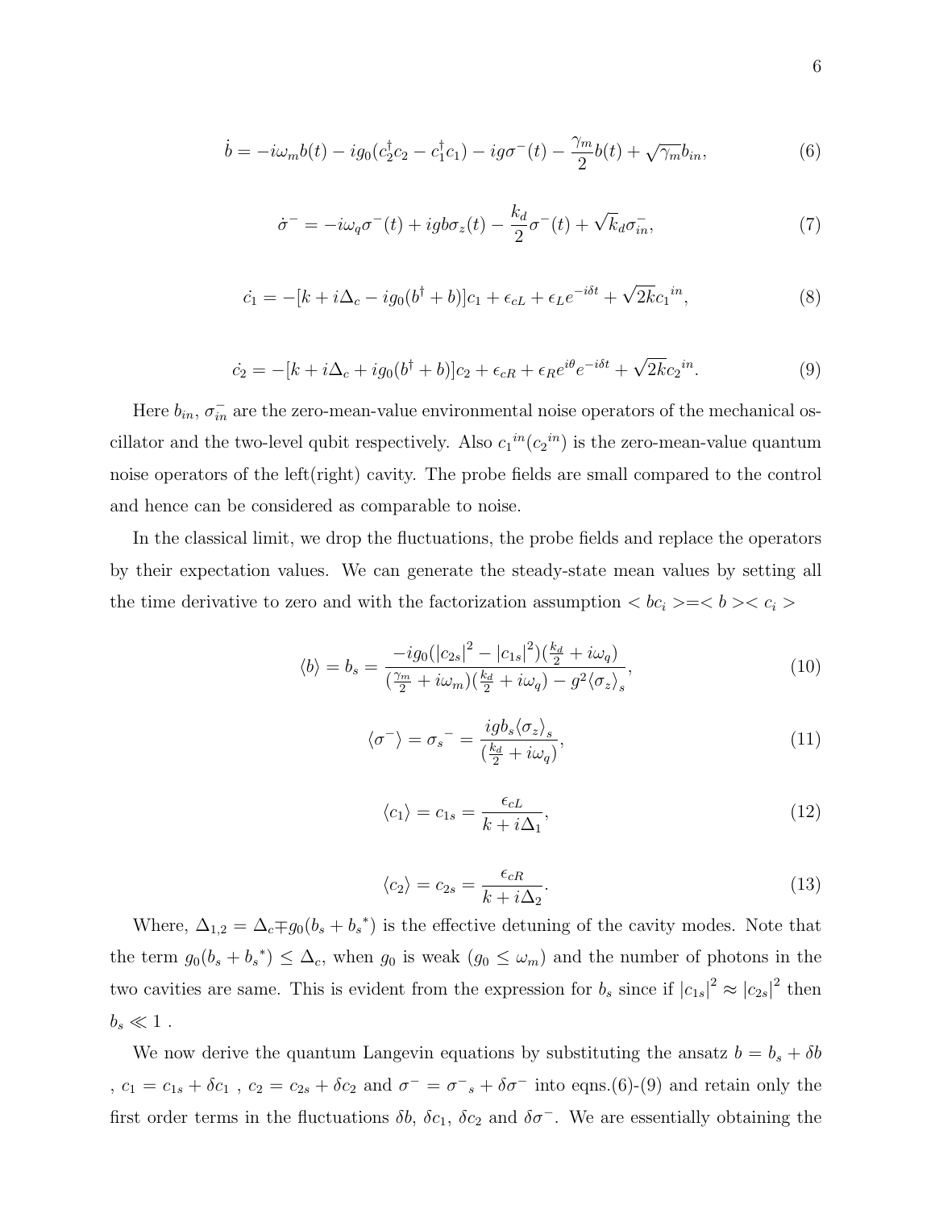$$\dot{b} = -i\omega_m b(t) - ig_0(c_2^\dagger c_2 - c_1^\dagger c_1) - ig\sigma^-(t) - \frac{\gamma_m}{2}b(t) + \sqrt{\gamma_m}b_{in}, \tag{6}$$

$$\dot{\sigma}^- = -i\omega_q\sigma^-(t) + igb\sigma_z(t) - \frac{k_d}{2}\sigma^-(t) + \sqrt{k_d}\sigma_{in}^-, \tag{7}$$

$$\dot{c_1} = -[k + i\Delta_c - ig_0(b^\dagger + b)]c_1 + \epsilon_{cL} + \epsilon_L e^{-i\delta t} + \sqrt{2k}{c_1}^{in}, \tag{8}$$

$$\dot{c_2} = -[k + i\Delta_c + ig_0(b^\dagger + b)]c_2 + \epsilon_{cR} + \epsilon_R e^{i\theta}e^{-i\delta t} + \sqrt{2k}{c_2}^{in}. \tag{9}$$

Here $b_{in}$, $\sigma_{in}^-$ are the zero-mean-value environmental noise operators of the mechanical oscillator and the two-level qubit respectively. Also ${c_1}^{in}({c_2}^{in})$ is the zero-mean-value quantum noise operators of the left(right) cavity. The probe fields are small compared to the control and hence can be considered as comparable to noise.

In the classical limit, we drop the fluctuations, the probe fields and replace the operators by their expectation values. We can generate the steady-state mean values by setting all the time derivative to zero and with the factorization assumption $< bc_i > = < b >< c_i >$

$$\langle b \rangle = b_s = \frac{-ig_0(|c_{2s}|^2 - |c_{1s}|^2)(\frac{k_d}{2} + i\omega_q)}{(\frac{\gamma_m}{2} + i\omega_m)(\frac{k_d}{2} + i\omega_q) - g^2\langle\sigma_z\rangle_s}, \tag{10}$$

$$\langle\sigma^-\rangle = {\sigma_s}^- = \frac{igb_s\langle\sigma_z\rangle_s}{(\frac{k_d}{2} + i\omega_q)}, \tag{11}$$

$$\langle c_1\rangle = c_{1s} = \frac{\epsilon_{cL}}{k + i\Delta_1}, \tag{12}$$

$$\langle c_2\rangle = c_{2s} = \frac{\epsilon_{cR}}{k + i\Delta_2}. \tag{13}$$

Where, $\Delta_{1,2} = \Delta_c \mp g_0(b_s + b_s^*)$ is the effective detuning of the cavity modes. Note that the term $g_0(b_s + b_s^*) \leq \Delta_c$, when $g_0$ is weak ($g_0 \leq \omega_m$) and the number of photons in the two cavities are same. This is evident from the expression for $b_s$ since if $|c_{1s}|^2 \approx |c_{2s}|^2$ then $b_s \ll 1$ .

We now derive the quantum Langevin equations by substituting the ansatz $b = b_s + \delta b$ , $c_1 = c_{1s} + \delta c_1$ , $c_2 = c_{2s} + \delta c_2$ and $\sigma^- = {\sigma^-}_s + \delta\sigma^-$ into eqns.(6)-(9) and retain only the first order terms in the fluctuations $\delta b$, $\delta c_1$, $\delta c_2$ and $\delta\sigma^-$. We are essentially obtaining the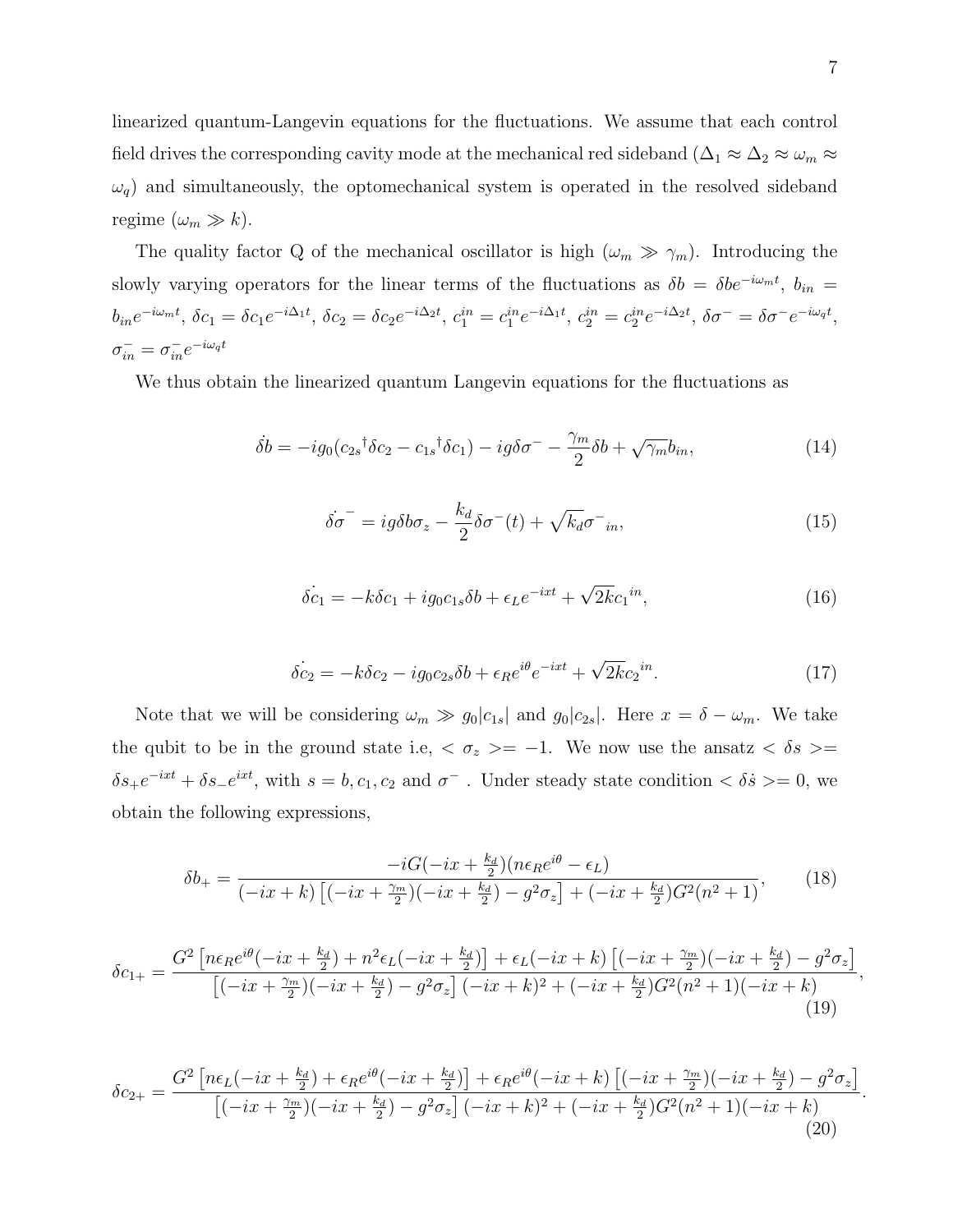linearized quantum-Langevin equations for the fluctuations. We assume that each control field drives the corresponding cavity mode at the mechanical red sideband ($\Delta_1 \approx \Delta_2 \approx \omega_m \approx \omega_q$) and simultaneously, the optomechanical system is operated in the resolved sideband regime ($\omega_m \gg k$).

The quality factor Q of the mechanical oscillator is high ($\omega_m \gg \gamma_m$). Introducing the slowly varying operators for the linear terms of the fluctuations as $\delta b = \delta b e^{-i\omega_m t}$, $b_{in} = b_{in} e^{-i\omega_m t}$, $\delta c_1 = \delta c_1 e^{-i\Delta_1 t}$, $\delta c_2 = \delta c_2 e^{-i\Delta_2 t}$, $c_1^{in} = c_1^{in} e^{-i\Delta_1 t}$, $c_2^{in} = c_2^{in} e^{-i\Delta_2 t}$, $\delta\sigma^- = \delta\sigma^- e^{-i\omega_q t}$, $\sigma_{in}^- = \sigma_{in}^- e^{-i\omega_q t}$

We thus obtain the linearized quantum Langevin equations for the fluctuations as

$$\dot{\delta b} = -ig_0({c_{2s}}^\dagger \delta c_2 - {c_{1s}}^\dagger \delta c_1) - ig\delta\sigma^- - \frac{\gamma_m}{2}\delta b + \sqrt{\gamma_m} b_{in}, \tag{14}$$

$$\dot{\delta\sigma}^- = ig\delta b\sigma_z - \frac{k_d}{2}\delta\sigma^-(t) + \sqrt{k_d}{\sigma^-}_{in}, \tag{15}$$

$$\dot{\delta c_1} = -k\delta c_1 + ig_0 c_{1s}\delta b + \epsilon_L e^{-ixt} + \sqrt{2k}{c_1}^{in}, \tag{16}$$

$$\dot{\delta c_2} = -k\delta c_2 - ig_0 c_{2s}\delta b + \epsilon_R e^{i\theta} e^{-ixt} + \sqrt{2k}{c_2}^{in}. \tag{17}$$

Note that we will be considering $\omega_m \gg g_0|c_{1s}|$ and $g_0|c_{2s}|$. Here $x = \delta - \omega_m$. We take the qubit to be in the ground state i.e, $<\sigma_z> = -1$. We now use the ansatz $<\delta s> = \delta s_+ e^{-ixt} + \delta s_- e^{ixt}$, with $s = b, c_1, c_2$ and $\sigma^-$. Under steady state condition $<\delta\dot{s}> = 0$, we obtain the following expressions,

$$\delta b_+ = \frac{-iG(-ix + \frac{k_d}{2})(n\epsilon_R e^{i\theta} - \epsilon_L)}{(-ix + k)\left[(-ix + \frac{\gamma_m}{2})(-ix + \frac{k_d}{2}) - g^2\sigma_z\right] + (-ix + \frac{k_d}{2})G^2(n^2 + 1)}, \tag{18}$$

$$\delta c_{1+} = \frac{G^2\left[n\epsilon_R e^{i\theta}(-ix + \frac{k_d}{2}) + n^2\epsilon_L(-ix + \frac{k_d}{2})\right] + \epsilon_L(-ix + k)\left[(-ix + \frac{\gamma_m}{2})(-ix + \frac{k_d}{2}) - g^2\sigma_z\right]}{\left[(-ix + \frac{\gamma_m}{2})(-ix + \frac{k_d}{2}) - g^2\sigma_z\right](-ix + k)^2 + (-ix + \frac{k_d}{2})G^2(n^2 + 1)(-ix + k)}, \tag{19}$$

$$\delta c_{2+} = \frac{G^2\left[n\epsilon_L(-ix + \frac{k_d}{2}) + \epsilon_R e^{i\theta}(-ix + \frac{k_d}{2})\right] + \epsilon_R e^{i\theta}(-ix + k)\left[(-ix + \frac{\gamma_m}{2})(-ix + \frac{k_d}{2}) - g^2\sigma_z\right]}{\left[(-ix + \frac{\gamma_m}{2})(-ix + \frac{k_d}{2}) - g^2\sigma_z\right](-ix + k)^2 + (-ix + \frac{k_d}{2})G^2(n^2 + 1)(-ix + k)}. \tag{20}$$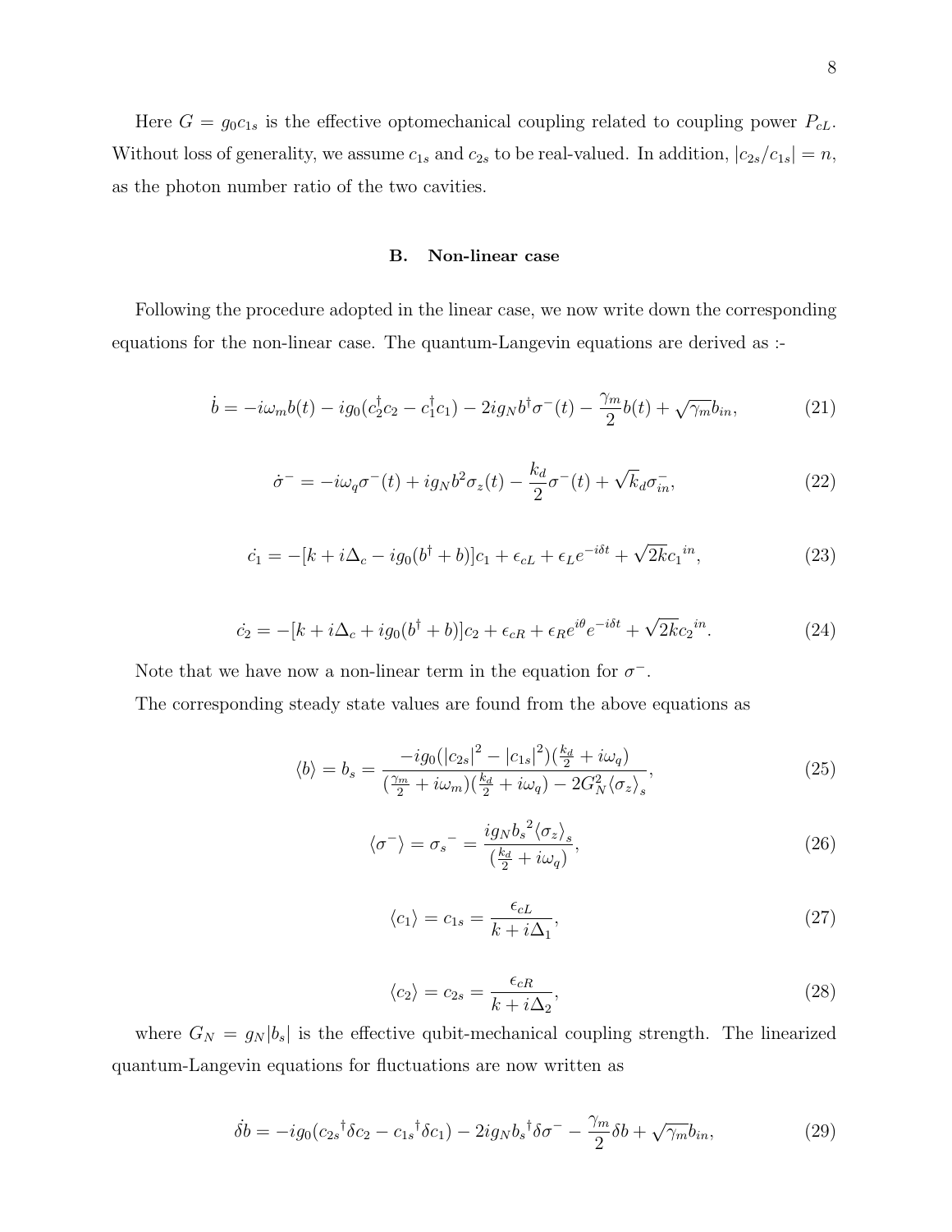Here $G = g_0 c_{1s}$ is the effective optomechanical coupling related to coupling power $P_{cL}$. Without loss of generality, we assume $c_{1s}$ and $c_{2s}$ to be real-valued. In addition, $|c_{2s}/c_{1s}| = n$, as the photon number ratio of the two cavities.

### B. Non-linear case

Following the procedure adopted in the linear case, we now write down the corresponding equations for the non-linear case. The quantum-Langevin equations are derived as :-

$$\dot{b} = -i\omega_m b(t) - ig_0(c_2^\dagger c_2 - c_1^\dagger c_1) - 2ig_N b^\dagger \sigma^-(t) - \frac{\gamma_m}{2} b(t) + \sqrt{\gamma_m} b_{in}, \tag{21}$$

$$\dot{\sigma}^- = -i\omega_q \sigma^-(t) + ig_N b^2 \sigma_z(t) - \frac{k_d}{2}\sigma^-(t) + \sqrt{k}_d \sigma_{in}^-, \tag{22}$$

$$\dot{c_1} = -[k + i\Delta_c - ig_0(b^\dagger + b)]c_1 + \epsilon_{cL} + \epsilon_L e^{-i\delta t} + \sqrt{2k} {c_1}^{in}, \tag{23}$$

$$\dot{c_2} = -[k + i\Delta_c + ig_0(b^\dagger + b)]c_2 + \epsilon_{cR} + \epsilon_R e^{i\theta} e^{-i\delta t} + \sqrt{2k} {c_2}^{in}. \tag{24}$$

Note that we have now a non-linear term in the equation for $\sigma^-$.

The corresponding steady state values are found from the above equations as

$$\langle b \rangle = b_s = \frac{-ig_0(|c_{2s}|^2 - |c_{1s}|^2)(\frac{k_d}{2} + i\omega_q)}{(\frac{\gamma_m}{2} + i\omega_m)(\frac{k_d}{2} + i\omega_q) - 2G_N^2 \langle \sigma_z \rangle_s}, \tag{25}$$

$$\langle \sigma^- \rangle = {\sigma_s}^- = \frac{ig_N {b_s}^2 \langle \sigma_z \rangle_s}{(\frac{k_d}{2} + i\omega_q)}, \tag{26}$$

$$\langle c_1 \rangle = c_{1s} = \frac{\epsilon_{cL}}{k + i\Delta_1}, \tag{27}$$

$$\langle c_2 \rangle = c_{2s} = \frac{\epsilon_{cR}}{k + i\Delta_2}, \tag{28}$$

where $G_N = g_N |b_s|$ is the effective qubit-mechanical coupling strength. The linearized quantum-Langevin equations for fluctuations are now written as

$$\dot{\delta b} = -ig_0({c_{2s}}^\dagger \delta c_2 - {c_{1s}}^\dagger \delta c_1) - 2ig_N {b_s}^\dagger \delta\sigma^- - \frac{\gamma_m}{2}\delta b + \sqrt{\gamma_m} b_{in}, \tag{29}$$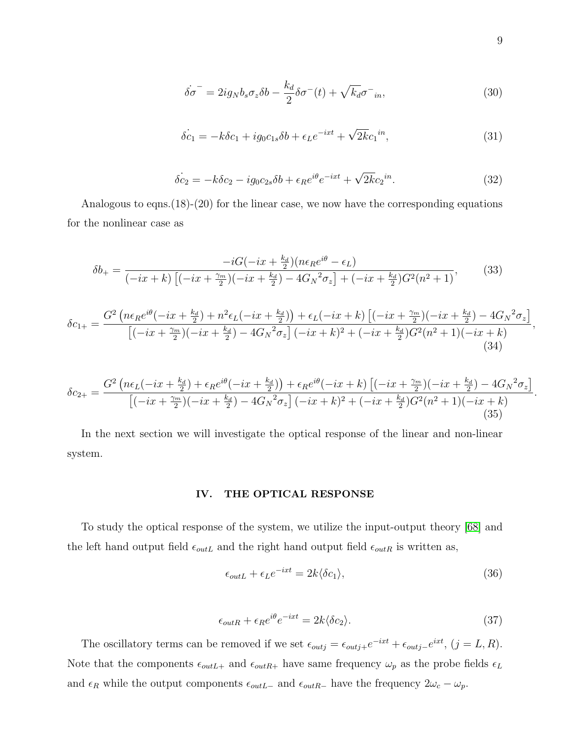$$\dot{\delta\sigma^{-}} = 2ig_N b_s \sigma_z \delta b - \frac{k_d}{2}\delta\sigma^{-}(t) + \sqrt{k_d}\sigma^{-}{}_{in}, \tag{30}$$

$$\dot{\delta c_1} = -k\delta c_1 + ig_0 c_{1s}\delta b + \epsilon_L e^{-ixt} + \sqrt{2k}c_1{}^{in}, \tag{31}$$

$$\dot{\delta c_2} = -k\delta c_2 - ig_0 c_{2s}\delta b + \epsilon_R e^{i\theta} e^{-ixt} + \sqrt{2k}c_2{}^{in}. \tag{32}$$

Analogous to eqns.(18)-(20) for the linear case, we now have the corresponding equations for the nonlinear case as

$$\delta b_+ = \frac{-iG(-ix + \frac{k_d}{2})(n\epsilon_R e^{i\theta} - \epsilon_L)}{(-ix + k)\left[(-ix + \frac{\gamma_m}{2})(-ix + \frac{k_d}{2}) - 4{G_N}^2\sigma_z\right] + (-ix + \frac{k_d}{2})G^2(n^2+1)}, \tag{33}$$

$$\delta c_{1+} = \frac{G^2\left(n\epsilon_R e^{i\theta}(-ix + \frac{k_d}{2}) + n^2\epsilon_L(-ix + \frac{k_d}{2})\right) + \epsilon_L(-ix + k)\left[(-ix + \frac{\gamma_m}{2})(-ix + \frac{k_d}{2}) - 4{G_N}^2\sigma_z\right]}{\left[(-ix + \frac{\gamma_m}{2})(-ix + \frac{k_d}{2}) - 4{G_N}^2\sigma_z\right](-ix + k)^2 + (-ix + \frac{k_d}{2})G^2(n^2+1)(-ix + k)}, \tag{34}$$

$$\delta c_{2+} = \frac{G^2\left(n\epsilon_L(-ix + \frac{k_d}{2}) + \epsilon_R e^{i\theta}(-ix + \frac{k_d}{2})\right) + \epsilon_R e^{i\theta}(-ix + k)\left[(-ix + \frac{\gamma_m}{2})(-ix + \frac{k_d}{2}) - 4{G_N}^2\sigma_z\right]}{\left[(-ix + \frac{\gamma_m}{2})(-ix + \frac{k_d}{2}) - 4{G_N}^2\sigma_z\right](-ix + k)^2 + (-ix + \frac{k_d}{2})G^2(n^2+1)(-ix + k)}. \tag{35}$$

In the next section we will investigate the optical response of the linear and non-linear system.

## IV. THE OPTICAL RESPONSE

To study the optical response of the system, we utilize the input-output theory [68] and the left hand output field $\epsilon_{outL}$ and the right hand output field $\epsilon_{outR}$ is written as,

$$\epsilon_{outL} + \epsilon_L e^{-ixt} = 2k\langle\delta c_1\rangle, \tag{36}$$

$$\epsilon_{outR} + \epsilon_R e^{i\theta} e^{-ixt} = 2k\langle\delta c_2\rangle. \tag{37}$$

The oscillatory terms can be removed if we set $\epsilon_{outj} = \epsilon_{outj+}e^{-ixt} + \epsilon_{outj-}e^{ixt}$, $(j = L, R)$. Note that the components $\epsilon_{outL+}$ and $\epsilon_{outR+}$ have same frequency $\omega_p$ as the probe fields $\epsilon_L$ and $\epsilon_R$ while the output components $\epsilon_{outL-}$ and $\epsilon_{outR-}$ have the frequency $2\omega_c - \omega_p$.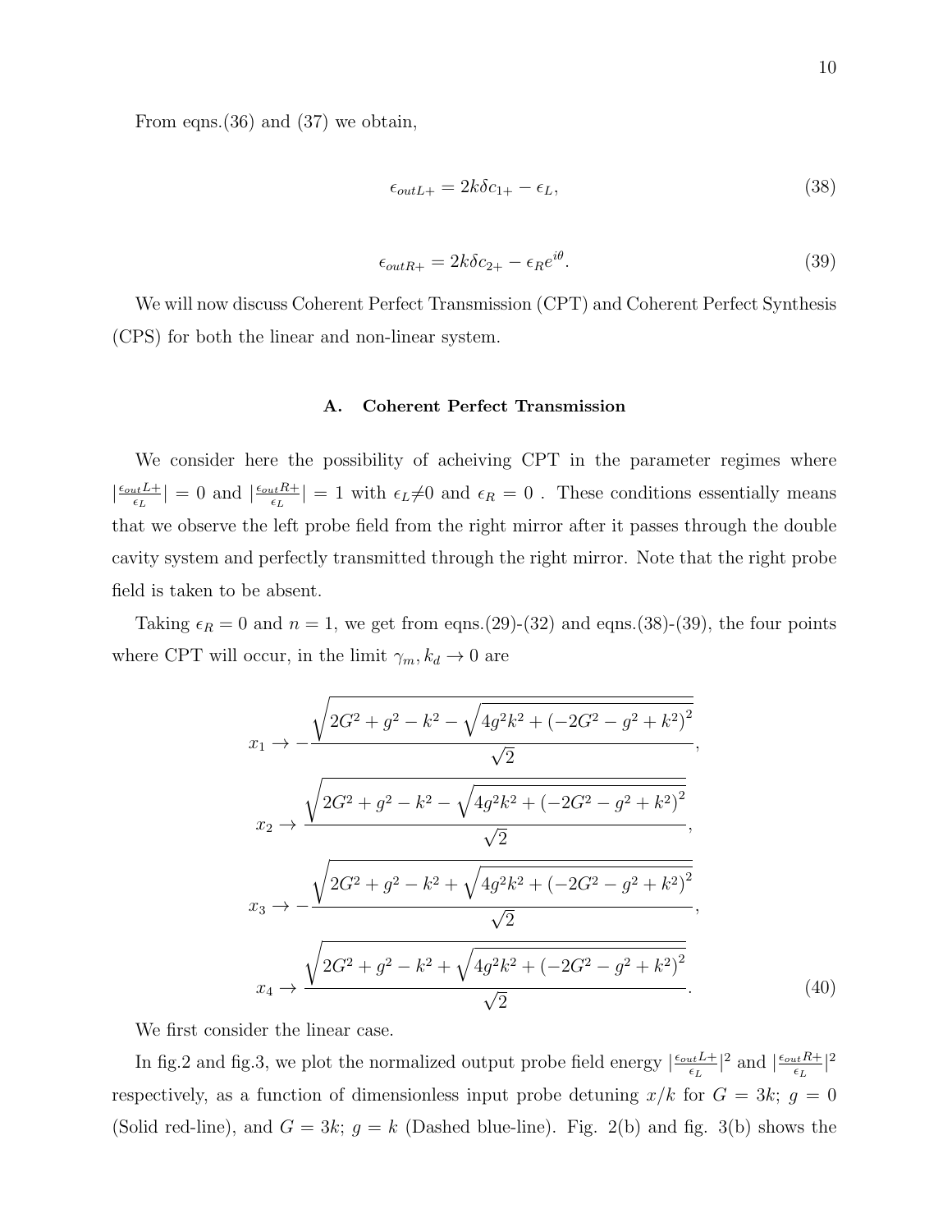From eqns.(36) and (37) we obtain,

$$\epsilon_{outL+} = 2k\delta c_{1+} - \epsilon_L, \tag{38}$$

$$\epsilon_{outR+} = 2k\delta c_{2+} - \epsilon_R e^{i\theta}. \tag{39}$$

We will now discuss Coherent Perfect Transmission (CPT) and Coherent Perfect Synthesis (CPS) for both the linear and non-linear system.

### A. Coherent Perfect Transmission

We consider here the possibility of acheiving CPT in the parameter regimes where $|\frac{\epsilon_{out}L+}{\epsilon_L}| = 0$ and $|\frac{\epsilon_{out}R+}{\epsilon_L}| = 1$ with $\epsilon_L \neq 0$ and $\epsilon_R = 0$ . These conditions essentially means that we observe the left probe field from the right mirror after it passes through the double cavity system and perfectly transmitted through the right mirror. Note that the right probe field is taken to be absent.

Taking $\epsilon_R = 0$ and $n = 1$, we get from eqns.(29)-(32) and eqns.(38)-(39), the four points where CPT will occur, in the limit $\gamma_m, k_d \to 0$ are

$$\begin{aligned}
x_1 &\to -\frac{\sqrt{2G^2 + g^2 - k^2 - \sqrt{4g^2k^2 + (-2G^2 - g^2 + k^2)^2}}}{\sqrt{2}}, \\
x_2 &\to \frac{\sqrt{2G^2 + g^2 - k^2 - \sqrt{4g^2k^2 + (-2G^2 - g^2 + k^2)^2}}}{\sqrt{2}}, \\
x_3 &\to -\frac{\sqrt{2G^2 + g^2 - k^2 + \sqrt{4g^2k^2 + (-2G^2 - g^2 + k^2)^2}}}{\sqrt{2}}, \\
x_4 &\to \frac{\sqrt{2G^2 + g^2 - k^2 + \sqrt{4g^2k^2 + (-2G^2 - g^2 + k^2)^2}}}{\sqrt{2}}.
\end{aligned} \tag{40}$$

We first consider the linear case.

In fig.2 and fig.3, we plot the normalized output probe field energy $|\frac{\epsilon_{out}L+}{\epsilon_L}|^2$ and $|\frac{\epsilon_{out}R+}{\epsilon_L}|^2$ respectively, as a function of dimensionless input probe detuning $x/k$ for $G = 3k$; $g = 0$ (Solid red-line), and $G = 3k$; $g = k$ (Dashed blue-line). Fig. 2(b) and fig. 3(b) shows the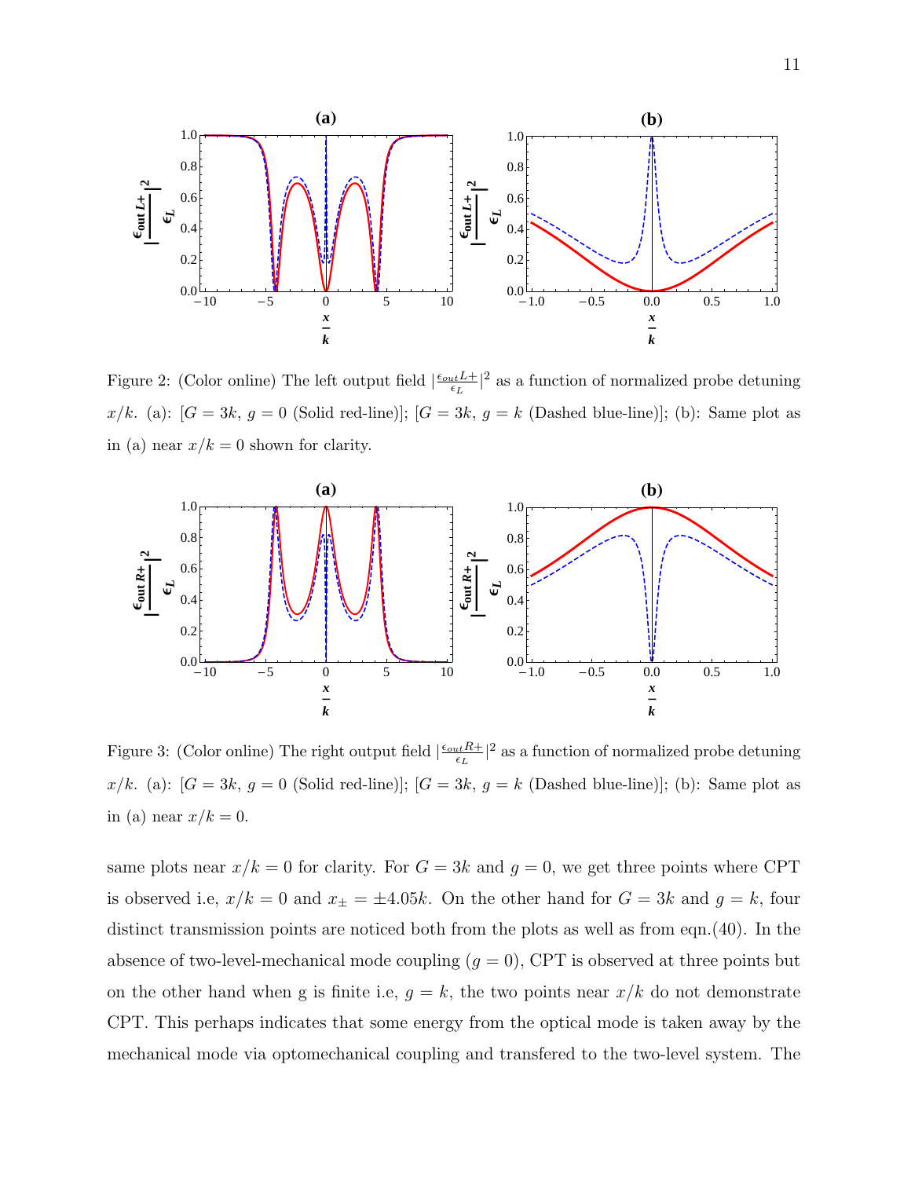Figure 2: (Color online) The left output field $|\frac{\epsilon_{out\,L+}}{\epsilon_L}|^2$ as a function of normalized probe detuning $x/k$. (a): [$G = 3k$, $g = 0$ (Solid red-line)]; [$G = 3k$, $g = k$ (Dashed blue-line)]; (b): Same plot as in (a) near $x/k = 0$ shown for clarity.

Figure 3: (Color online) The right output field $|\frac{\epsilon_{out\,R+}}{\epsilon_L}|^2$ as a function of normalized probe detuning $x/k$. (a): [$G = 3k$, $g = 0$ (Solid red-line)]; [$G = 3k$, $g = k$ (Dashed blue-line)]; (b): Same plot as in (a) near $x/k = 0$.

same plots near $x/k = 0$ for clarity. For $G = 3k$ and $g = 0$, we get three points where CPT is observed i.e, $x/k = 0$ and $x_{\pm} = \pm 4.05k$. On the other hand for $G = 3k$ and $g = k$, four distinct transmission points are noticed both from the plots as well as from eqn.(40). In the absence of two-level-mechanical mode coupling ($g = 0$), CPT is observed at three points but on the other hand when g is finite i.e, $g = k$, the two points near $x/k$ do not demonstrate CPT. This perhaps indicates that some energy from the optical mode is taken away by the mechanical mode via optomechanical coupling and transfered to the two-level system. The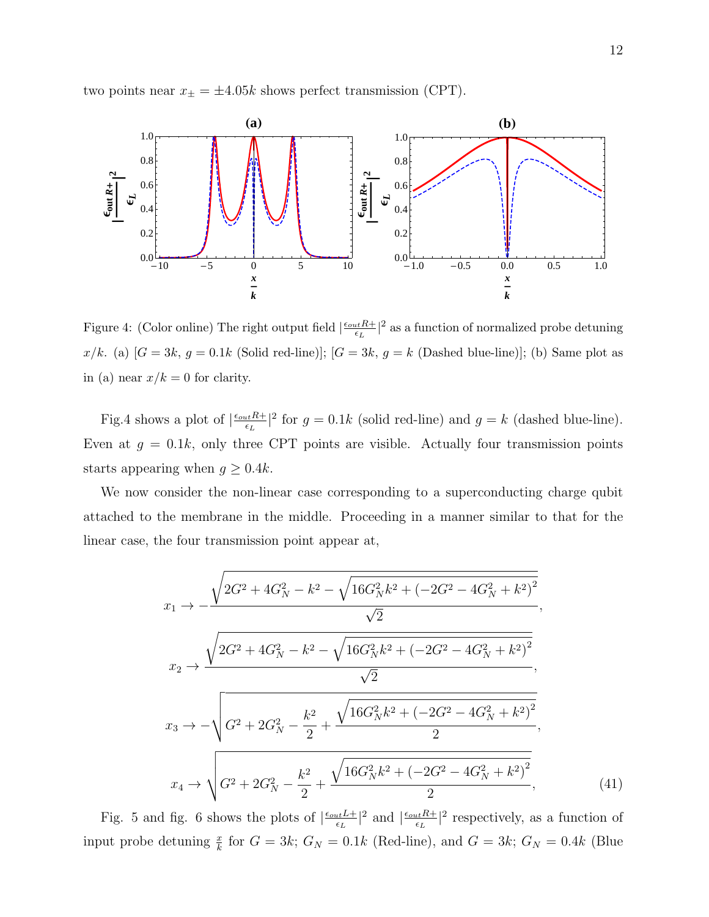two points near $x_{\pm} = \pm 4.05k$ shows perfect transmission (CPT).

Figure 4: (Color online) The right output field $|\frac{\epsilon_{out}R+}{\epsilon_L}|^2$ as a function of normalized probe detuning $x/k$. (a) [$G = 3k$, $g = 0.1k$ (Solid red-line)]; [$G = 3k$, $g = k$ (Dashed blue-line)]; (b) Same plot as in (a) near $x/k = 0$ for clarity.

Fig.4 shows a plot of $|\frac{\epsilon_{out}R+}{\epsilon_L}|^2$ for $g = 0.1k$ (solid red-line) and $g = k$ (dashed blue-line). Even at $g = 0.1k$, only three CPT points are visible. Actually four transmission points starts appearing when $g \geq 0.4k$.

We now consider the non-linear case corresponding to a superconducting charge qubit attached to the membrane in the middle. Proceeding in a manner similar to that for the linear case, the four transmission point appear at,

$$
\begin{aligned}
x_1 &\to -\frac{\sqrt{2G^2 + 4G_N^2 - k^2 - \sqrt{16G_N^2k^2 + \left(-2G^2 - 4G_N^2 + k^2\right)^2}}}{\sqrt{2}}, \\
x_2 &\to \frac{\sqrt{2G^2 + 4G_N^2 - k^2 - \sqrt{16G_N^2k^2 + \left(-2G^2 - 4G_N^2 + k^2\right)^2}}}{\sqrt{2}}, \\
x_3 &\to -\sqrt{G^2 + 2G_N^2 - \frac{k^2}{2} + \frac{\sqrt{16G_N^2k^2 + \left(-2G^2 - 4G_N^2 + k^2\right)^2}}{2}}, \\
x_4 &\to \sqrt{G^2 + 2G_N^2 - \frac{k^2}{2} + \frac{\sqrt{16G_N^2k^2 + \left(-2G^2 - 4G_N^2 + k^2\right)^2}}{2}},
\end{aligned}
\tag{41}
$$

Fig. 5 and fig. 6 shows the plots of $|\frac{\epsilon_{out}L+}{\epsilon_L}|^2$ and $|\frac{\epsilon_{out}R+}{\epsilon_L}|^2$ respectively, as a function of input probe detuning $\frac{x}{k}$ for $G = 3k$; $G_N = 0.1k$ (Red-line), and $G = 3k$; $G_N = 0.4k$ (Blue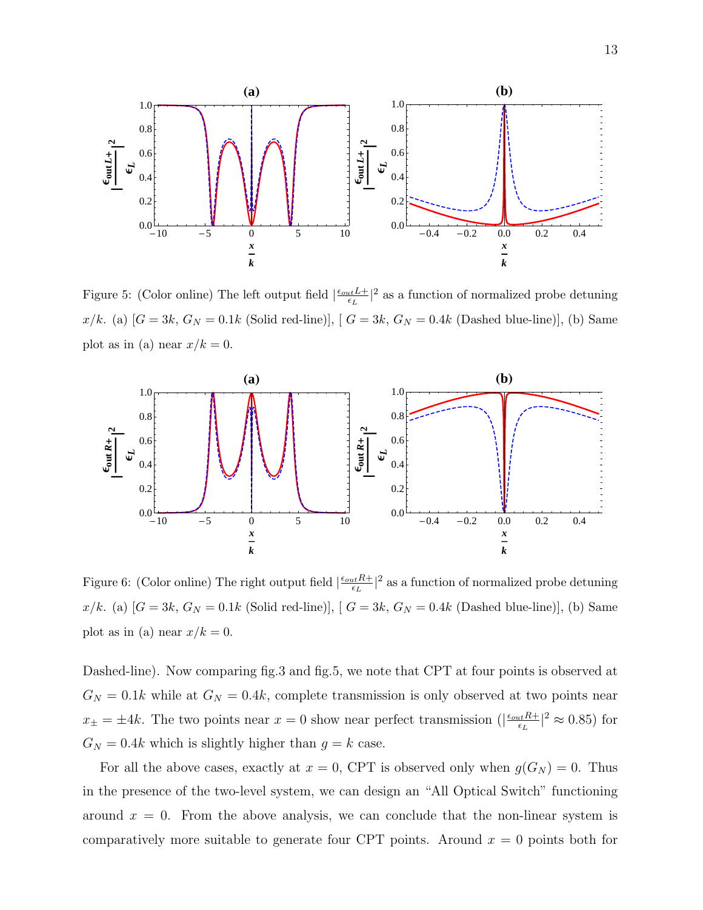Figure 5: (Color online) The left output field $|\frac{\epsilon_{out}L+}{\epsilon_L}|^2$ as a function of normalized probe detuning $x/k$. (a) [$G = 3k$, $G_N = 0.1k$ (Solid red-line)], [ $G = 3k$, $G_N = 0.4k$ (Dashed blue-line)], (b) Same plot as in (a) near $x/k = 0$.

Figure 6: (Color online) The right output field $|\frac{\epsilon_{out}R+}{\epsilon_L}|^2$ as a function of normalized probe detuning $x/k$. (a) [$G = 3k$, $G_N = 0.1k$ (Solid red-line)], [ $G = 3k$, $G_N = 0.4k$ (Dashed blue-line)], (b) Same plot as in (a) near $x/k = 0$.

Dashed-line). Now comparing fig.3 and fig.5, we note that CPT at four points is observed at $G_N = 0.1k$ while at $G_N = 0.4k$, complete transmission is only observed at two points near $x_\pm = \pm 4k$. The two points near $x = 0$ show near perfect transmission ($|\frac{\epsilon_{out}R+}{\epsilon_L}|^2 \approx 0.85$) for $G_N = 0.4k$ which is slightly higher than $g = k$ case.

For all the above cases, exactly at $x = 0$, CPT is observed only when $g(G_N) = 0$. Thus in the presence of the two-level system, we can design an "All Optical Switch" functioning around $x = 0$. From the above analysis, we can conclude that the non-linear system is comparatively more suitable to generate four CPT points. Around $x = 0$ points both for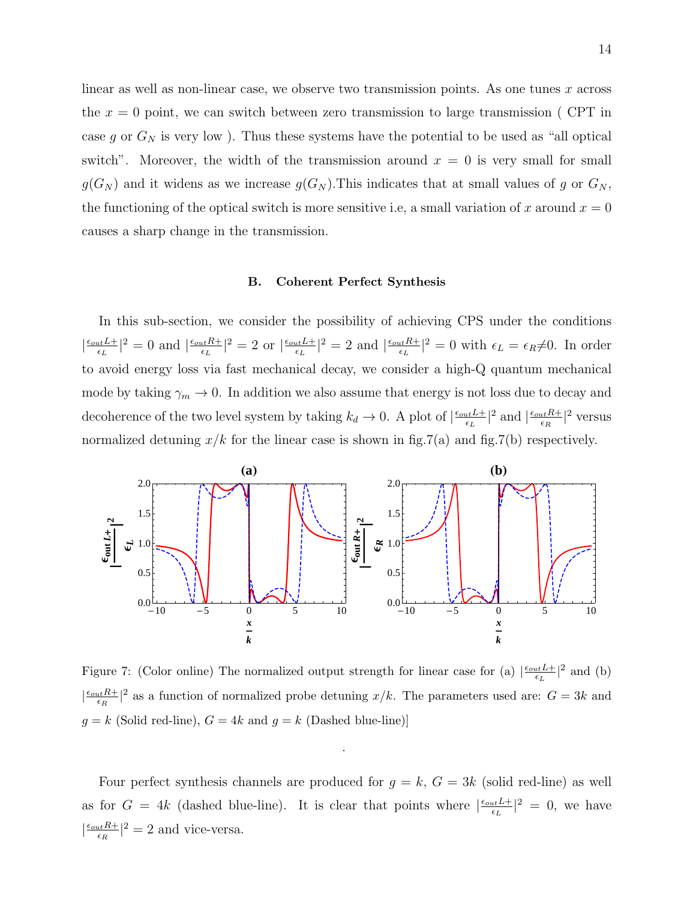linear as well as non-linear case, we observe two transmission points. As one tunes $x$ across the $x = 0$ point, we can switch between zero transmission to large transmission ( CPT in case $g$ or $G_N$ is very low ). Thus these systems have the potential to be used as "all optical switch". Moreover, the width of the transmission around $x = 0$ is very small for small $g(G_N)$ and it widens as we increase $g(G_N)$.This indicates that at small values of $g$ or $G_N$, the functioning of the optical switch is more sensitive i.e, a small variation of $x$ around $x = 0$ causes a sharp change in the transmission.

### B. Coherent Perfect Synthesis

In this sub-section, we consider the possibility of achieving CPS under the conditions $|\frac{\epsilon_{out}L+}{\epsilon_L}|^2 = 0$ and $|\frac{\epsilon_{out}R+}{\epsilon_L}|^2 = 2$ or $|\frac{\epsilon_{out}L+}{\epsilon_L}|^2 = 2$ and $|\frac{\epsilon_{out}R+}{\epsilon_L}|^2 = 0$ with $\epsilon_L = \epsilon_R \neq 0$. In order to avoid energy loss via fast mechanical decay, we consider a high-Q quantum mechanical mode by taking $\gamma_m \to 0$. In addition we also assume that energy is not loss due to decay and decoherence of the two level system by taking $k_d \to 0$. A plot of $|\frac{\epsilon_{out}L+}{\epsilon_L}|^2$ and $|\frac{\epsilon_{out}R+}{\epsilon_R}|^2$ versus normalized detuning $x/k$ for the linear case is shown in fig.7(a) and fig.7(b) respectively.

Figure 7: (Color online) The normalized output strength for linear case for (a) $|\frac{\epsilon_{out}L+}{\epsilon_L}|^2$ and (b) $|\frac{\epsilon_{out}R+}{\epsilon_R}|^2$ as a function of normalized probe detuning $x/k$. The parameters used are: $G = 3k$ and $g = k$ (Solid red-line), $G = 4k$ and $g = k$ (Dashed blue-line)]

Four perfect synthesis channels are produced for $g = k$, $G = 3k$ (solid red-line) as well as for $G = 4k$ (dashed blue-line). It is clear that points where $|\frac{\epsilon_{out}L+}{\epsilon_L}|^2 = 0$, we have $|\frac{\epsilon_{out}R+}{\epsilon_R}|^2 = 2$ and vice-versa.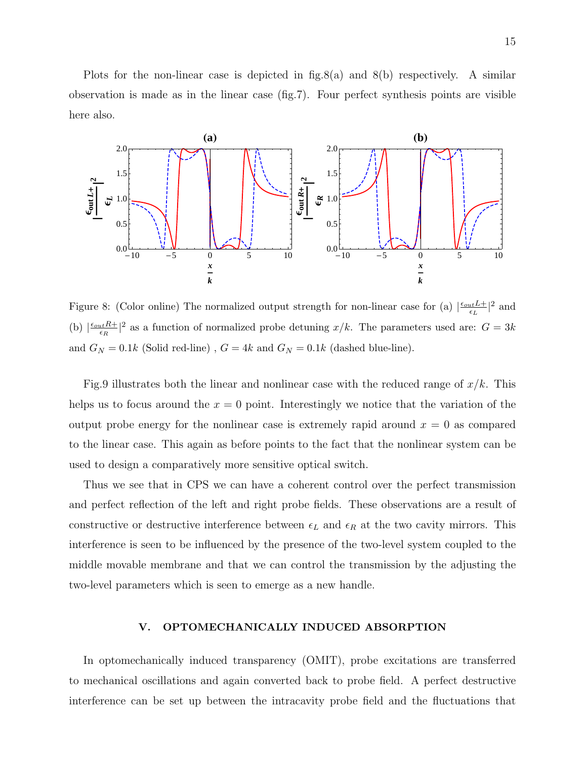Plots for the non-linear case is depicted in fig.8(a) and 8(b) respectively. A similar observation is made as in the linear case (fig.7). Four perfect synthesis points are visible here also.

Figure 8: (Color online) The normalized output strength for non-linear case for (a) $|\frac{\epsilon_{out}L+}{\epsilon_L}|^2$ and (b) $|\frac{\epsilon_{out}R+}{\epsilon_R}|^2$ as a function of normalized probe detuning $x/k$. The parameters used are: $G = 3k$ and $G_N = 0.1k$ (Solid red-line) , $G = 4k$ and $G_N = 0.1k$ (dashed blue-line).

Fig.9 illustrates both the linear and nonlinear case with the reduced range of $x/k$. This helps us to focus around the $x = 0$ point. Interestingly we notice that the variation of the output probe energy for the nonlinear case is extremely rapid around $x = 0$ as compared to the linear case. This again as before points to the fact that the nonlinear system can be used to design a comparatively more sensitive optical switch.

Thus we see that in CPS we can have a coherent control over the perfect transmission and perfect reflection of the left and right probe fields. These observations are a result of constructive or destructive interference between $\epsilon_L$ and $\epsilon_R$ at the two cavity mirrors. This interference is seen to be influenced by the presence of the two-level system coupled to the middle movable membrane and that we can control the transmission by the adjusting the two-level parameters which is seen to emerge as a new handle.

## V. OPTOMECHANICALLY INDUCED ABSORPTION

In optomechanically induced transparency (OMIT), probe excitations are transferred to mechanical oscillations and again converted back to probe field. A perfect destructive interference can be set up between the intracavity probe field and the fluctuations that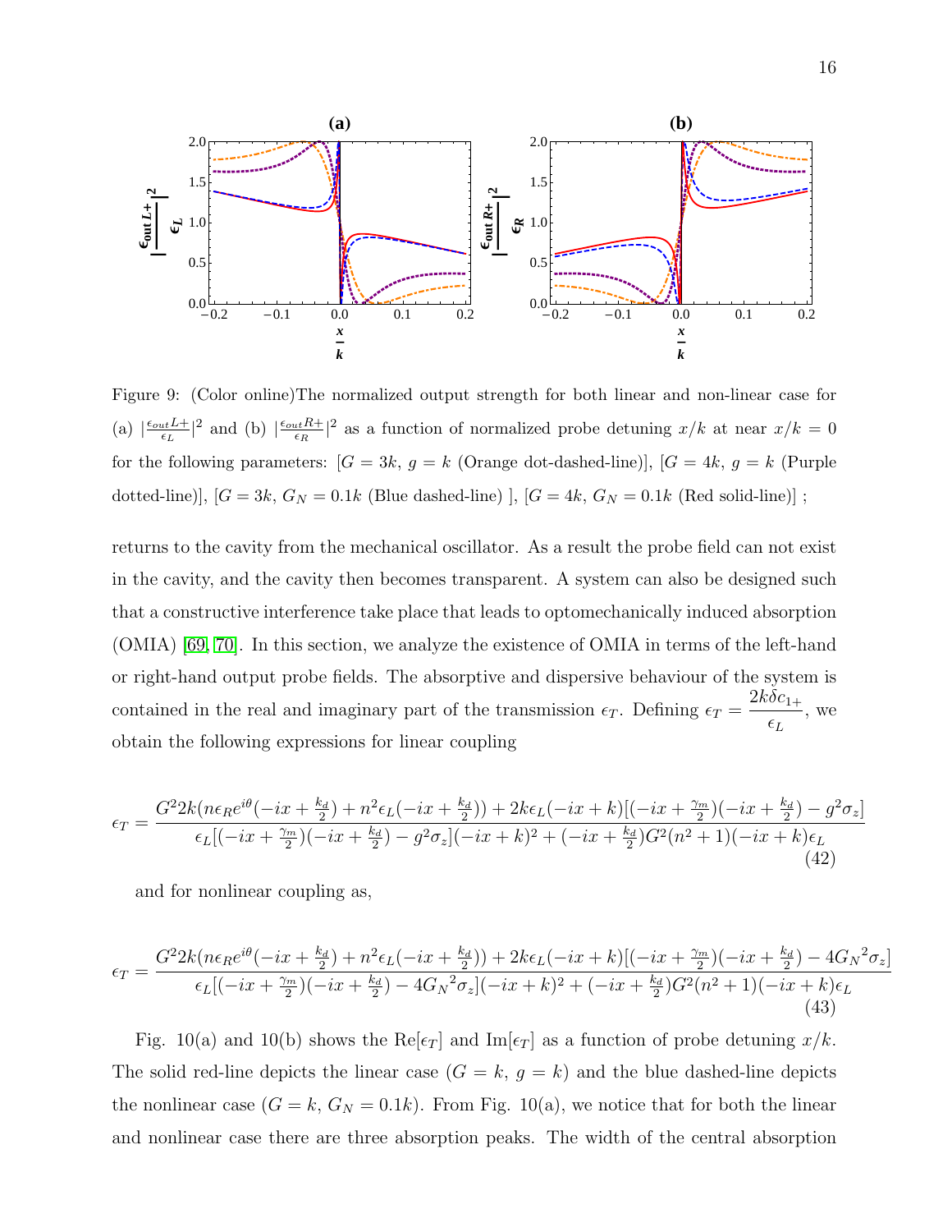Figure 9: (Color online)The normalized output strength for both linear and non-linear case for (a) $|\frac{\epsilon_{out}L+}{\epsilon_L}|^2$ and (b) $|\frac{\epsilon_{out}R+}{\epsilon_R}|^2$ as a function of normalized probe detuning $x/k$ at near $x/k = 0$ for the following parameters: [$G = 3k$, $g = k$ (Orange dot-dashed-line)], [$G = 4k$, $g = k$ (Purple dotted-line)], [$G = 3k$, $G_N = 0.1k$ (Blue dashed-line) ], [$G = 4k$, $G_N = 0.1k$ (Red solid-line)] ;

returns to the cavity from the mechanical oscillator. As a result the probe field can not exist in the cavity, and the cavity then becomes transparent. A system can also be designed such that a constructive interference take place that leads to optomechanically induced absorption (OMIA) [69, 70]. In this section, we analyze the existence of OMIA in terms of the left-hand or right-hand output probe fields. The absorptive and dispersive behaviour of the system is contained in the real and imaginary part of the transmission $\epsilon_T$. Defining $\epsilon_T = \dfrac{2k\delta c_{1+}}{\epsilon_L}$, we obtain the following expressions for linear coupling

$$\epsilon_T = \frac{G^2 2k(n\epsilon_R e^{i\theta}(-ix+\frac{k_d}{2}) + n^2\epsilon_L(-ix+\frac{k_d}{2})) + 2k\epsilon_L(-ix+k)[(-ix+\frac{\gamma_m}{2})(-ix+\frac{k_d}{2}) - g^2\sigma_z]}{\epsilon_L[(-ix+\frac{\gamma_m}{2})(-ix+\frac{k_d}{2}) - g^2\sigma_z](-ix+k)^2 + (-ix+\frac{k_d}{2})G^2(n^2+1)(-ix+k)\epsilon_L} \tag{42}$$

and for nonlinear coupling as,

$$\epsilon_T = \frac{G^2 2k(n\epsilon_R e^{i\theta}(-ix+\frac{k_d}{2}) + n^2\epsilon_L(-ix+\frac{k_d}{2})) + 2k\epsilon_L(-ix+k)[(-ix+\frac{\gamma_m}{2})(-ix+\frac{k_d}{2}) - 4{G_N}^2\sigma_z]}{\epsilon_L[(-ix+\frac{\gamma_m}{2})(-ix+\frac{k_d}{2}) - 4{G_N}^2\sigma_z](-ix+k)^2 + (-ix+\frac{k_d}{2})G^2(n^2+1)(-ix+k)\epsilon_L} \tag{43}$$

Fig. 10(a) and 10(b) shows the $\mathrm{Re}[\epsilon_T]$ and $\mathrm{Im}[\epsilon_T]$ as a function of probe detuning $x/k$. The solid red-line depicts the linear case ($G = k$, $g = k$) and the blue dashed-line depicts the nonlinear case ($G = k$, $G_N = 0.1k$). From Fig. 10(a), we notice that for both the linear and nonlinear case there are three absorption peaks. The width of the central absorption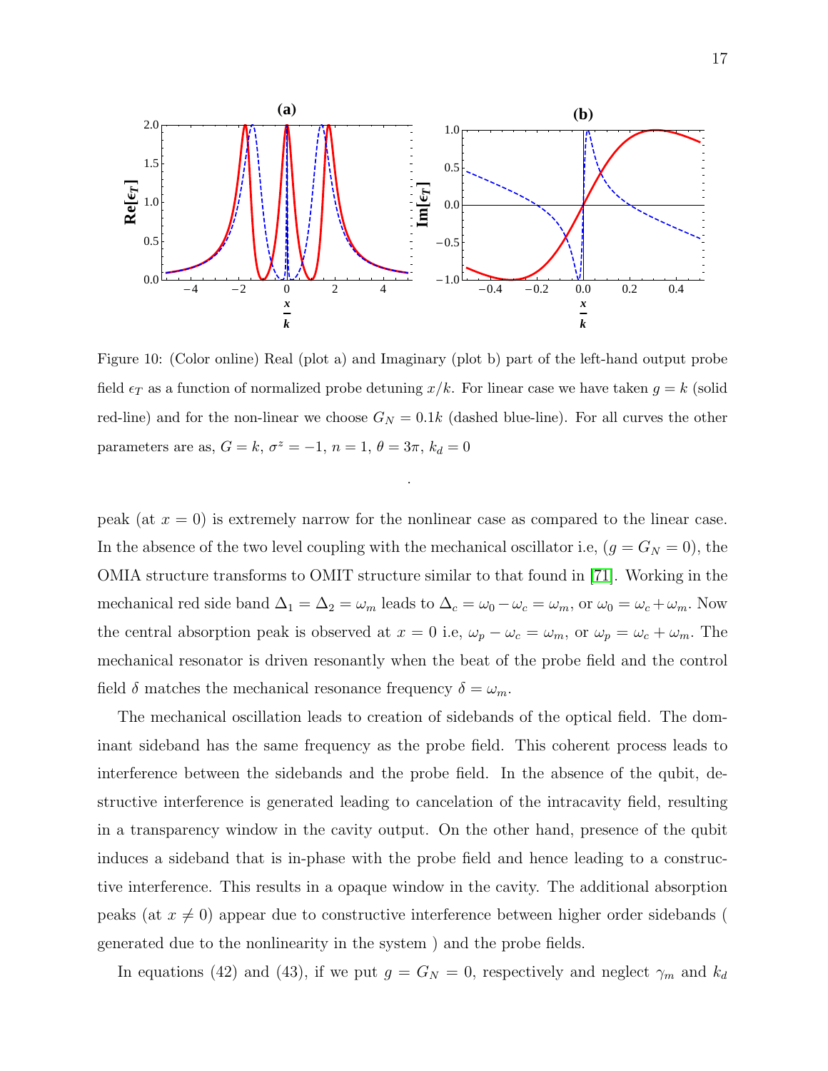Figure 10: (Color online) Real (plot a) and Imaginary (plot b) part of the left-hand output probe field $\epsilon_T$ as a function of normalized probe detuning $x/k$. For linear case we have taken $g = k$ (solid red-line) and for the non-linear we choose $G_N = 0.1k$ (dashed blue-line). For all curves the other parameters are as, $G = k$, $\sigma^z = -1$, $n = 1$, $\theta = 3\pi$, $k_d = 0$

.

peak (at $x = 0$) is extremely narrow for the nonlinear case as compared to the linear case. In the absence of the two level coupling with the mechanical oscillator i.e, ($g = G_N = 0$), the OMIA structure transforms to OMIT structure similar to that found in [71]. Working in the mechanical red side band $\Delta_1 = \Delta_2 = \omega_m$ leads to $\Delta_c = \omega_0 - \omega_c = \omega_m$, or $\omega_0 = \omega_c + \omega_m$. Now the central absorption peak is observed at $x = 0$ i.e, $\omega_p - \omega_c = \omega_m$, or $\omega_p = \omega_c + \omega_m$. The mechanical resonator is driven resonantly when the beat of the probe field and the control field $\delta$ matches the mechanical resonance frequency $\delta = \omega_m$.

The mechanical oscillation leads to creation of sidebands of the optical field. The dominant sideband has the same frequency as the probe field. This coherent process leads to interference between the sidebands and the probe field. In the absence of the qubit, destructive interference is generated leading to cancelation of the intracavity field, resulting in a transparency window in the cavity output. On the other hand, presence of the qubit induces a sideband that is in-phase with the probe field and hence leading to a constructive interference. This results in a opaque window in the cavity. The additional absorption peaks (at $x \neq 0$) appear due to constructive interference between higher order sidebands ( generated due to the nonlinearity in the system ) and the probe fields.

In equations (42) and (43), if we put $g = G_N = 0$, respectively and neglect $\gamma_m$ and $k_d$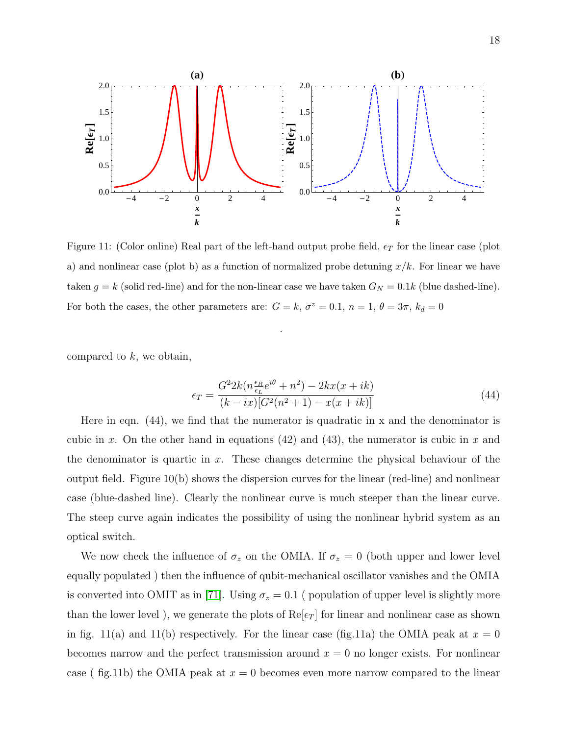Figure 11: (Color online) Real part of the left-hand output probe field, $\epsilon_T$ for the linear case (plot a) and nonlinear case (plot b) as a function of normalized probe detuning $x/k$. For linear we have taken $g = k$ (solid red-line) and for the non-linear case we have taken $G_N = 0.1k$ (blue dashed-line). For both the cases, the other parameters are: $G = k$, $\sigma^z = 0.1$, $n = 1$, $\theta = 3\pi$, $k_d = 0$

.

compared to $k$, we obtain,

$$\epsilon_T = \frac{G^2 2k(n\frac{\epsilon_R}{\epsilon_L}e^{i\theta} + n^2) - 2kx(x+ik)}{(k-ix)[G^2(n^2+1) - x(x+ik)]} \tag{44}$$

Here in eqn. (44), we find that the numerator is quadratic in x and the denominator is cubic in $x$. On the other hand in equations (42) and (43), the numerator is cubic in $x$ and the denominator is quartic in $x$. These changes determine the physical behaviour of the output field. Figure 10(b) shows the dispersion curves for the linear (red-line) and nonlinear case (blue-dashed line). Clearly the nonlinear curve is much steeper than the linear curve. The steep curve again indicates the possibility of using the nonlinear hybrid system as an optical switch.

We now check the influence of $\sigma_z$ on the OMIA. If $\sigma_z = 0$ (both upper and lower level equally populated ) then the influence of qubit-mechanical oscillator vanishes and the OMIA is converted into OMIT as in [71]. Using $\sigma_z = 0.1$ ( population of upper level is slightly more than the lower level ), we generate the plots of Re$[\epsilon_T]$ for linear and nonlinear case as shown in fig. 11(a) and 11(b) respectively. For the linear case (fig.11a) the OMIA peak at $x = 0$ becomes narrow and the perfect transmission around $x = 0$ no longer exists. For nonlinear case ( fig.11b) the OMIA peak at $x = 0$ becomes even more narrow compared to the linear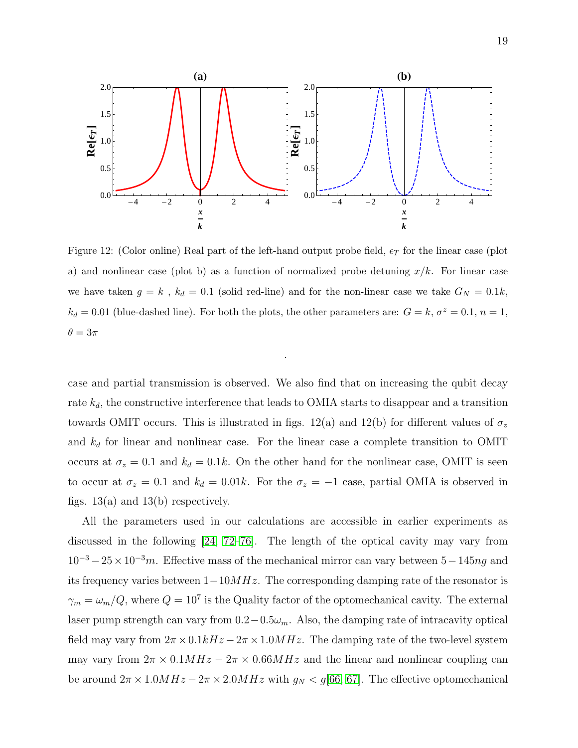Figure 12: (Color online) Real part of the left-hand output probe field, $\epsilon_T$ for the linear case (plot a) and nonlinear case (plot b) as a function of normalized probe detuning $x/k$. For linear case we have taken $g = k$ , $k_d = 0.1$ (solid red-line) and for the non-linear case we take $G_N = 0.1k$, $k_d = 0.01$ (blue-dashed line). For both the plots, the other parameters are: $G = k$, $\sigma^z = 0.1$, $n = 1$, $\theta = 3\pi$

case and partial transmission is observed. We also find that on increasing the qubit decay rate $k_d$, the constructive interference that leads to OMIA starts to disappear and a transition towards OMIT occurs. This is illustrated in figs. 12(a) and 12(b) for different values of $\sigma_z$ and $k_d$ for linear and nonlinear case. For the linear case a complete transition to OMIT occurs at $\sigma_z = 0.1$ and $k_d = 0.1k$. On the other hand for the nonlinear case, OMIT is seen to occur at $\sigma_z = 0.1$ and $k_d = 0.01k$. For the $\sigma_z = -1$ case, partial OMIA is observed in figs. 13(a) and 13(b) respectively.

All the parameters used in our calculations are accessible in earlier experiments as discussed in the following [24, 72–76]. The length of the optical cavity may vary from $10^{-3} - 25 \times 10^{-3}m$. Effective mass of the mechanical mirror can vary between $5 - 145ng$ and its frequency varies between $1 - 10MHz$. The corresponding damping rate of the resonator is $\gamma_m = \omega_m/Q$, where $Q = 10^7$ is the Quality factor of the optomechanical cavity. The external laser pump strength can vary from $0.2 - 0.5\omega_m$. Also, the damping rate of intracavity optical field may vary from $2\pi \times 0.1kHz - 2\pi \times 1.0MHz$. The damping rate of the two-level system may vary from $2\pi \times 0.1MHz - 2\pi \times 0.66MHz$ and the linear and nonlinear coupling can be around $2\pi \times 1.0MHz - 2\pi \times 2.0MHz$ with $g_N < g$[66, 67]. The effective optomechanical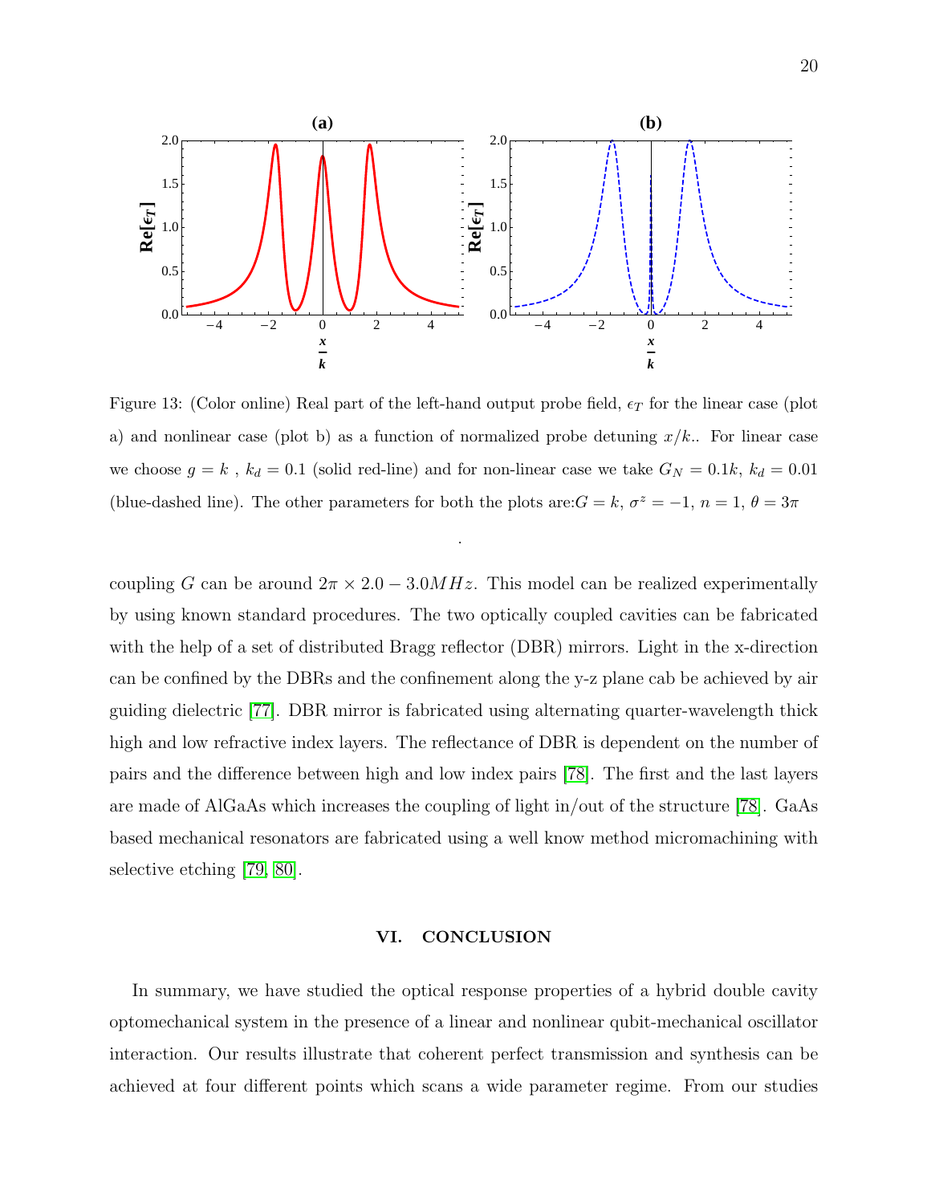Figure 13: (Color online) Real part of the left-hand output probe field, $\epsilon_T$ for the linear case (plot a) and nonlinear case (plot b) as a function of normalized probe detuning $x/k$.. For linear case we choose $g = k$ , $k_d = 0.1$ (solid red-line) and for non-linear case we take $G_N = 0.1k$, $k_d = 0.01$ (blue-dashed line). The other parameters for both the plots are:$G = k$, $\sigma^z = -1$, $n = 1$, $\theta = 3\pi$

.

coupling $G$ can be around $2\pi \times 2.0 - 3.0MHz$. This model can be realized experimentally by using known standard procedures. The two optically coupled cavities can be fabricated with the help of a set of distributed Bragg reflector (DBR) mirrors. Light in the x-direction can be confined by the DBRs and the confinement along the y-z plane cab be achieved by air guiding dielectric [77]. DBR mirror is fabricated using alternating quarter-wavelength thick high and low refractive index layers. The reflectance of DBR is dependent on the number of pairs and the difference between high and low index pairs [78]. The first and the last layers are made of AlGaAs which increases the coupling of light in/out of the structure [78]. GaAs based mechanical resonators are fabricated using a well know method micromachining with selective etching [79, 80].

## VI. CONCLUSION

In summary, we have studied the optical response properties of a hybrid double cavity optomechanical system in the presence of a linear and nonlinear qubit-mechanical oscillator interaction. Our results illustrate that coherent perfect transmission and synthesis can be achieved at four different points which scans a wide parameter regime. From our studies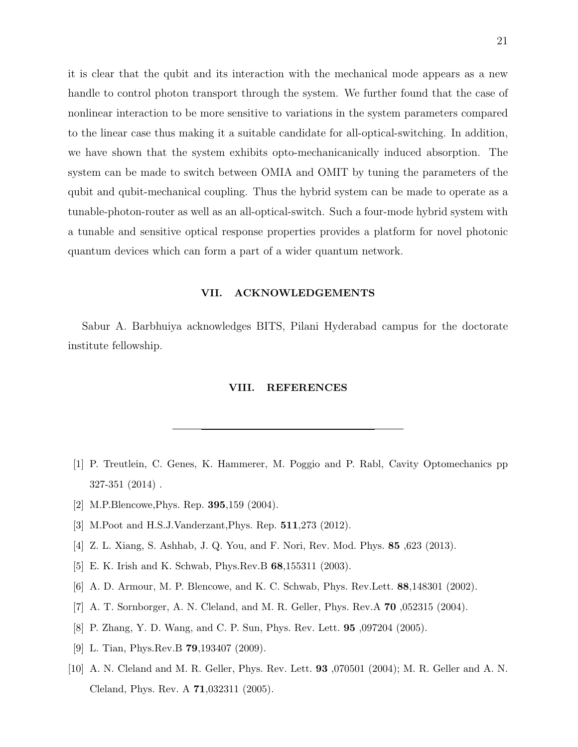it is clear that the qubit and its interaction with the mechanical mode appears as a new handle to control photon transport through the system. We further found that the case of nonlinear interaction to be more sensitive to variations in the system parameters compared to the linear case thus making it a suitable candidate for all-optical-switching. In addition, we have shown that the system exhibits opto-mechanicanically induced absorption. The system can be made to switch between OMIA and OMIT by tuning the parameters of the qubit and qubit-mechanical coupling. Thus the hybrid system can be made to operate as a tunable-photon-router as well as an all-optical-switch. Such a four-mode hybrid system with a tunable and sensitive optical response properties provides a platform for novel photonic quantum devices which can form a part of a wider quantum network.

## VII. ACKNOWLEDGEMENTS

Sabur A. Barbhuiya acknowledges BITS, Pilani Hyderabad campus for the doctorate institute fellowship.

## VIII. REFERENCES

---

[1] P. Treutlein, C. Genes, K. Hammerer, M. Poggio and P. Rabl, Cavity Optomechanics pp 327-351 (2014) .

[2] M.P.Blencowe,Phys. Rep. **395**,159 (2004).

[3] M.Poot and H.S.J.Vanderzant,Phys. Rep. **511**,273 (2012).

[4] Z. L. Xiang, S. Ashhab, J. Q. You, and F. Nori, Rev. Mod. Phys. **85** ,623 (2013).

[5] E. K. Irish and K. Schwab, Phys.Rev.B **68**,155311 (2003).

[6] A. D. Armour, M. P. Blencowe, and K. C. Schwab, Phys. Rev.Lett. **88**,148301 (2002).

[7] A. T. Sornborger, A. N. Cleland, and M. R. Geller, Phys. Rev.A **70** ,052315 (2004).

[8] P. Zhang, Y. D. Wang, and C. P. Sun, Phys. Rev. Lett. **95** ,097204 (2005).

[9] L. Tian, Phys.Rev.B **79**,193407 (2009).

[10] A. N. Cleland and M. R. Geller, Phys. Rev. Lett. **93** ,070501 (2004); M. R. Geller and A. N. Cleland, Phys. Rev. A **71**,032311 (2005).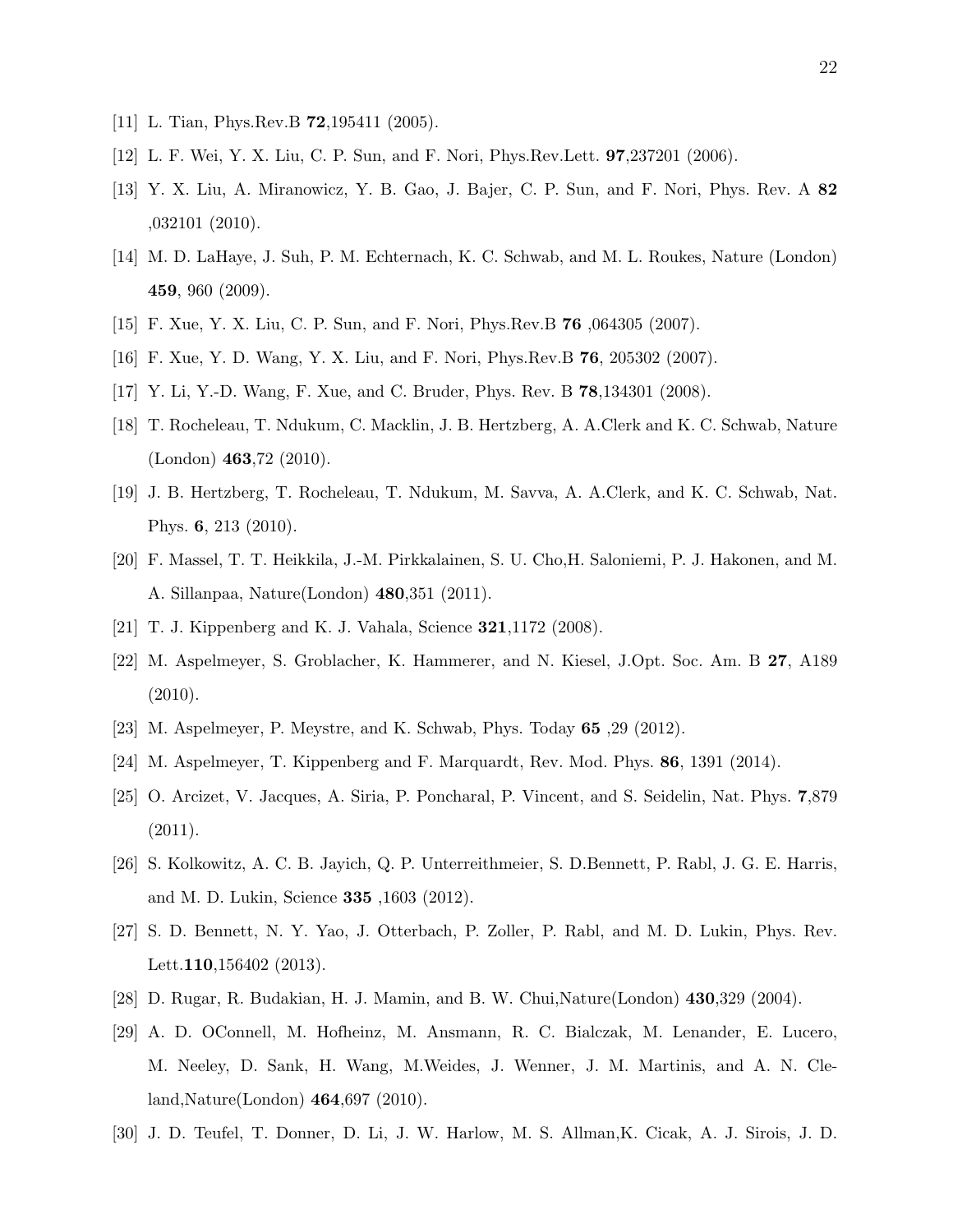[11] L. Tian, Phys.Rev.B **72**,195411 (2005).

[12] L. F. Wei, Y. X. Liu, C. P. Sun, and F. Nori, Phys.Rev.Lett. **97**,237201 (2006).

[13] Y. X. Liu, A. Miranowicz, Y. B. Gao, J. Bajer, C. P. Sun, and F. Nori, Phys. Rev. A **82** ,032101 (2010).

[14] M. D. LaHaye, J. Suh, P. M. Echternach, K. C. Schwab, and M. L. Roukes, Nature (London) **459**, 960 (2009).

[15] F. Xue, Y. X. Liu, C. P. Sun, and F. Nori, Phys.Rev.B **76** ,064305 (2007).

[16] F. Xue, Y. D. Wang, Y. X. Liu, and F. Nori, Phys.Rev.B **76**, 205302 (2007).

[17] Y. Li, Y.-D. Wang, F. Xue, and C. Bruder, Phys. Rev. B **78**,134301 (2008).

[18] T. Rocheleau, T. Ndukum, C. Macklin, J. B. Hertzberg, A. A.Clerk and K. C. Schwab, Nature (London) **463**,72 (2010).

[19] J. B. Hertzberg, T. Rocheleau, T. Ndukum, M. Savva, A. A.Clerk, and K. C. Schwab, Nat. Phys. **6**, 213 (2010).

[20] F. Massel, T. T. Heikkila, J.-M. Pirkkalainen, S. U. Cho,H. Saloniemi, P. J. Hakonen, and M. A. Sillanpaa, Nature(London) **480**,351 (2011).

[21] T. J. Kippenberg and K. J. Vahala, Science **321**,1172 (2008).

[22] M. Aspelmeyer, S. Groblacher, K. Hammerer, and N. Kiesel, J.Opt. Soc. Am. B **27**, A189 (2010).

[23] M. Aspelmeyer, P. Meystre, and K. Schwab, Phys. Today **65** ,29 (2012).

[24] M. Aspelmeyer, T. Kippenberg and F. Marquardt, Rev. Mod. Phys. **86**, 1391 (2014).

[25] O. Arcizet, V. Jacques, A. Siria, P. Poncharal, P. Vincent, and S. Seidelin, Nat. Phys. **7**,879 (2011).

[26] S. Kolkowitz, A. C. B. Jayich, Q. P. Unterreithmeier, S. D.Bennett, P. Rabl, J. G. E. Harris, and M. D. Lukin, Science **335** ,1603 (2012).

[27] S. D. Bennett, N. Y. Yao, J. Otterbach, P. Zoller, P. Rabl, and M. D. Lukin, Phys. Rev. Lett.**110**,156402 (2013).

[28] D. Rugar, R. Budakian, H. J. Mamin, and B. W. Chui,Nature(London) **430**,329 (2004).

[29] A. D. OConnell, M. Hofheinz, M. Ansmann, R. C. Bialczak, M. Lenander, E. Lucero, M. Neeley, D. Sank, H. Wang, M.Weides, J. Wenner, J. M. Martinis, and A. N. Cleland,Nature(London) **464**,697 (2010).

[30] J. D. Teufel, T. Donner, D. Li, J. W. Harlow, M. S. Allman,K. Cicak, A. J. Sirois, J. D.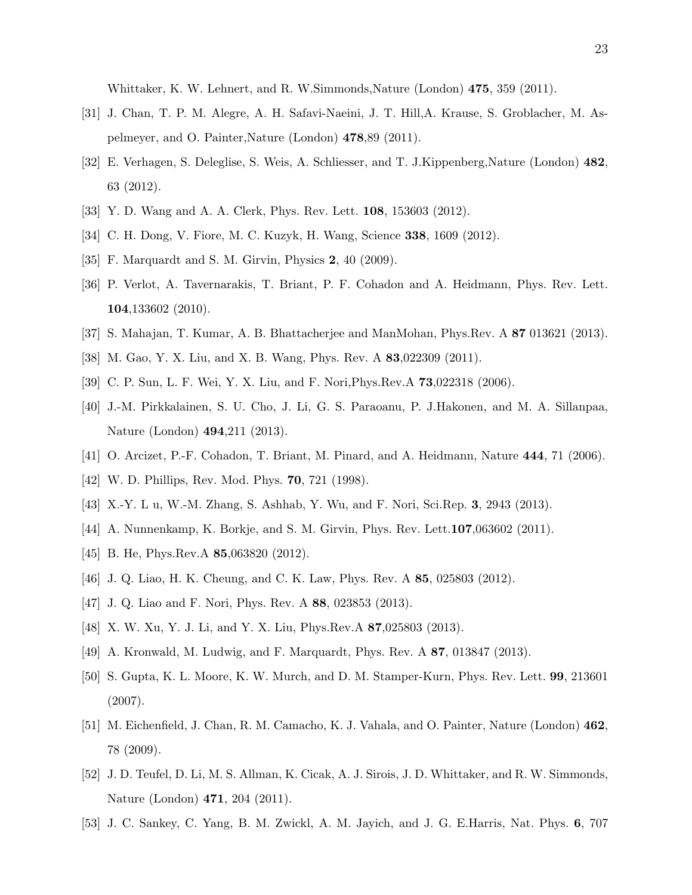Whittaker, K. W. Lehnert, and R. W.Simmonds,Nature (London) **475**, 359 (2011).

[31] J. Chan, T. P. M. Alegre, A. H. Safavi-Naeini, J. T. Hill,A. Krause, S. Groblacher, M. Aspelmeyer, and O. Painter,Nature (London) **478**,89 (2011).

[32] E. Verhagen, S. Deleglise, S. Weis, A. Schliesser, and T. J.Kippenberg,Nature (London) **482**, 63 (2012).

[33] Y. D. Wang and A. A. Clerk, Phys. Rev. Lett. **108**, 153603 (2012).

[34] C. H. Dong, V. Fiore, M. C. Kuzyk, H. Wang, Science **338**, 1609 (2012).

[35] F. Marquardt and S. M. Girvin, Physics **2**, 40 (2009).

[36] P. Verlot, A. Tavernarakis, T. Briant, P. F. Cohadon and A. Heidmann, Phys. Rev. Lett. **104**,133602 (2010).

[37] S. Mahajan, T. Kumar, A. B. Bhattacherjee and ManMohan, Phys.Rev. A **87** 013621 (2013).

[38] M. Gao, Y. X. Liu, and X. B. Wang, Phys. Rev. A **83**,022309 (2011).

[39] C. P. Sun, L. F. Wei, Y. X. Liu, and F. Nori,Phys.Rev.A **73**,022318 (2006).

[40] J.-M. Pirkkalainen, S. U. Cho, J. Li, G. S. Paraoanu, P. J.Hakonen, and M. A. Sillanpaa, Nature (London) **494**,211 (2013).

[41] O. Arcizet, P.-F. Cohadon, T. Briant, M. Pinard, and A. Heidmann, Nature **444**, 71 (2006).

[42] W. D. Phillips, Rev. Mod. Phys. **70**, 721 (1998).

[43] X.-Y. L u, W.-M. Zhang, S. Ashhab, Y. Wu, and F. Nori, Sci.Rep. **3**, 2943 (2013).

[44] A. Nunnenkamp, K. Borkje, and S. M. Girvin, Phys. Rev. Lett.**107**,063602 (2011).

[45] B. He, Phys.Rev.A **85**,063820 (2012).

[46] J. Q. Liao, H. K. Cheung, and C. K. Law, Phys. Rev. A **85**, 025803 (2012).

[47] J. Q. Liao and F. Nori, Phys. Rev. A **88**, 023853 (2013).

[48] X. W. Xu, Y. J. Li, and Y. X. Liu, Phys.Rev.A **87**,025803 (2013).

[49] A. Kronwald, M. Ludwig, and F. Marquardt, Phys. Rev. A **87**, 013847 (2013).

[50] S. Gupta, K. L. Moore, K. W. Murch, and D. M. Stamper-Kurn, Phys. Rev. Lett. **99**, 213601 (2007).

[51] M. Eichenfield, J. Chan, R. M. Camacho, K. J. Vahala, and O. Painter, Nature (London) **462**, 78 (2009).

[52] J. D. Teufel, D. Li, M. S. Allman, K. Cicak, A. J. Sirois, J. D. Whittaker, and R. W. Simmonds, Nature (London) **471**, 204 (2011).

[53] J. C. Sankey, C. Yang, B. M. Zwickl, A. M. Jayich, and J. G. E.Harris, Nat. Phys. **6**, 707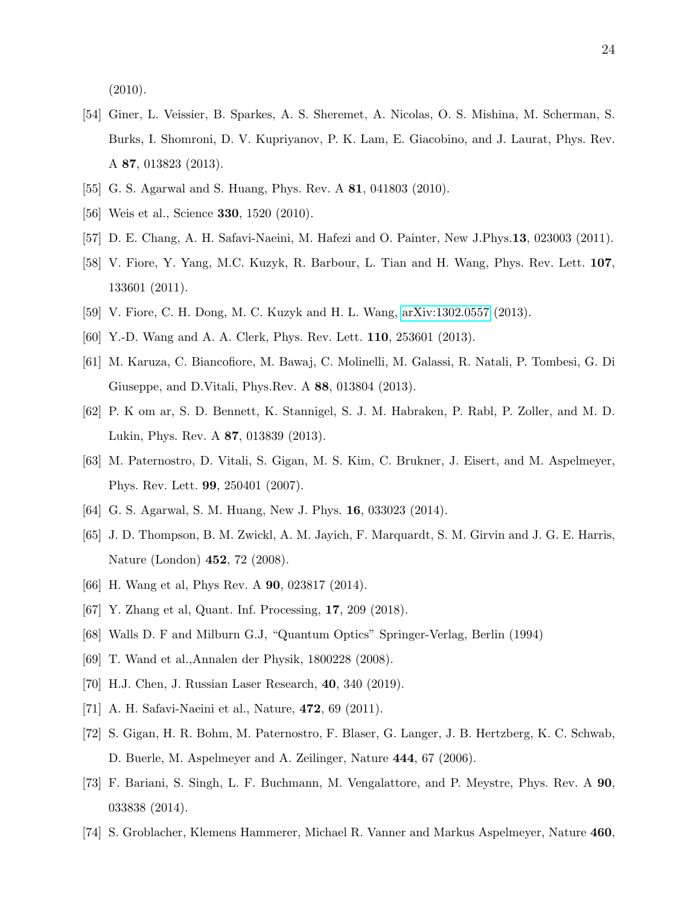(2010).

[54] Giner, L. Veissier, B. Sparkes, A. S. Sheremet, A. Nicolas, O. S. Mishina, M. Scherman, S. Burks, I. Shomroni, D. V. Kupriyanov, P. K. Lam, E. Giacobino, and J. Laurat, Phys. Rev. A **87**, 013823 (2013).

[55] G. S. Agarwal and S. Huang, Phys. Rev. A **81**, 041803 (2010).

[56] Weis et al., Science **330**, 1520 (2010).

[57] D. E. Chang, A. H. Safavi-Naeini, M. Hafezi and O. Painter, New J.Phys.**13**, 023003 (2011).

[58] V. Fiore, Y. Yang, M.C. Kuzyk, R. Barbour, L. Tian and H. Wang, Phys. Rev. Lett. **107**, 133601 (2011).

[59] V. Fiore, C. H. Dong, M. C. Kuzyk and H. L. Wang, arXiv:1302.0557 (2013).

[60] Y.-D. Wang and A. A. Clerk, Phys. Rev. Lett. **110**, 253601 (2013).

[61] M. Karuza, C. Biancofiore, M. Bawaj, C. Molinelli, M. Galassi, R. Natali, P. Tombesi, G. Di Giuseppe, and D.Vitali, Phys.Rev. A **88**, 013804 (2013).

[62] P. K om ar, S. D. Bennett, K. Stannigel, S. J. M. Habraken, P. Rabl, P. Zoller, and M. D. Lukin, Phys. Rev. A **87**, 013839 (2013).

[63] M. Paternostro, D. Vitali, S. Gigan, M. S. Kim, C. Brukner, J. Eisert, and M. Aspelmeyer, Phys. Rev. Lett. **99**, 250401 (2007).

[64] G. S. Agarwal, S. M. Huang, New J. Phys. **16**, 033023 (2014).

[65] J. D. Thompson, B. M. Zwickl, A. M. Jayich, F. Marquardt, S. M. Girvin and J. G. E. Harris, Nature (London) **452**, 72 (2008).

[66] H. Wang et al, Phys Rev. A **90**, 023817 (2014).

[67] Y. Zhang et al, Quant. Inf. Processing, **17**, 209 (2018).

[68] Walls D. F and Milburn G.J, "Quantum Optics" Springer-Verlag, Berlin (1994)

[69] T. Wand et al.,Annalen der Physik, 1800228 (2008).

[70] H.J. Chen, J. Russian Laser Research, **40**, 340 (2019).

[71] A. H. Safavi-Naeini et al., Nature, **472**, 69 (2011).

[72] S. Gigan, H. R. Bohm, M. Paternostro, F. Blaser, G. Langer, J. B. Hertzberg, K. C. Schwab, D. Buerle, M. Aspelmeyer and A. Zeilinger, Nature **444**, 67 (2006).

[73] F. Bariani, S. Singh, L. F. Buchmann, M. Vengalattore, and P. Meystre, Phys. Rev. A **90**, 033838 (2014).

[74] S. Groblacher, Klemens Hammerer, Michael R. Vanner and Markus Aspelmeyer, Nature **460**,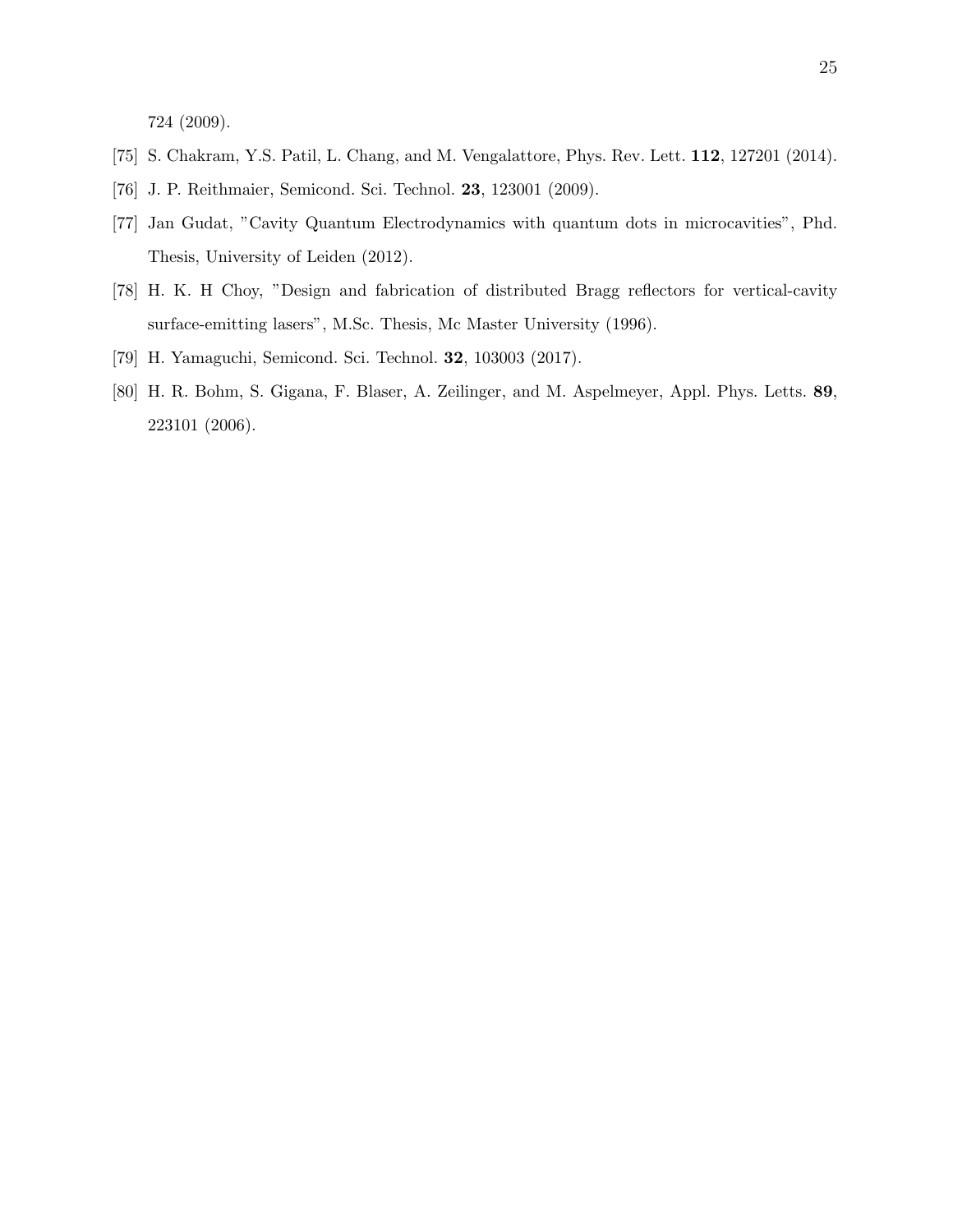724 (2009).

[75] S. Chakram, Y.S. Patil, L. Chang, and M. Vengalattore, Phys. Rev. Lett. **112**, 127201 (2014).

[76] J. P. Reithmaier, Semicond. Sci. Technol. **23**, 123001 (2009).

[77] Jan Gudat, "Cavity Quantum Electrodynamics with quantum dots in microcavities", Phd. Thesis, University of Leiden (2012).

[78] H. K. H Choy, "Design and fabrication of distributed Bragg reflectors for vertical-cavity surface-emitting lasers", M.Sc. Thesis, Mc Master University (1996).

[79] H. Yamaguchi, Semicond. Sci. Technol. **32**, 103003 (2017).

[80] H. R. Bohm, S. Gigana, F. Blaser, A. Zeilinger, and M. Aspelmeyer, Appl. Phys. Letts. **89**, 223101 (2006).